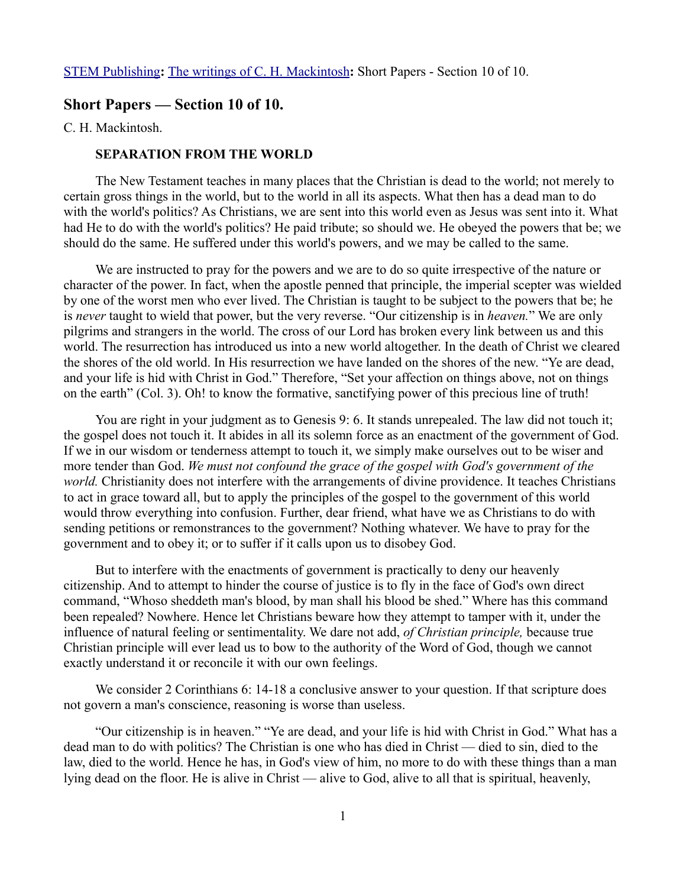STEM Publishing**:** The writings of C. H. Mackintosh**:** Short Papers - Section 10 of 10.

## Short Papers — Section 10 of 10.

C. H. Mackintosh.

### SEPARATION FROM THE WORLD

The New Testament teaches in many places that the Christian is dead to the world; not merely to certain gross things in the world, but to the world in all its aspects. What then has a dead man to do with the world's politics? As Christians, we are sent into this world even as Jesus was sent into it. What had He to do with the world's politics? He paid tribute; so should we. He obeyed the powers that be; we should do the same. He suffered under this world's powers, and we may be called to the same.

We are instructed to pray for the powers and we are to do so quite irrespective of the nature or character of the power. In fact, when the apostle penned that principle, the imperial scepter was wielded by one of the worst men who ever lived. The Christian is taught to be subject to the powers that be; he is *never* taught to wield that power, but the very reverse. "Our citizenship is in *heaven.*" We are only pilgrims and strangers in the world. The cross of our Lord has broken every link between us and this world. The resurrection has introduced us into a new world altogether. In the death of Christ we cleared the shores of the old world. In His resurrection we have landed on the shores of the new. "Ye are dead, and your life is hid with Christ in God." Therefore, "Set your affection on things above, not on things on the earth" (Col. 3). Oh! to know the formative, sanctifying power of this precious line of truth!

You are right in your judgment as to Genesis 9: 6. It stands unrepealed. The law did not touch it; the gospel does not touch it. It abides in all its solemn force as an enactment of the government of God. If we in our wisdom or tenderness attempt to touch it, we simply make ourselves out to be wiser and more tender than God. *We must not confound the grace of the gospel with God's government of the world.* Christianity does not interfere with the arrangements of divine providence. It teaches Christians to act in grace toward all, but to apply the principles of the gospel to the government of this world would throw everything into confusion. Further, dear friend, what have we as Christians to do with sending petitions or remonstrances to the government? Nothing whatever. We have to pray for the government and to obey it; or to suffer if it calls upon us to disobey God.

But to interfere with the enactments of government is practically to deny our heavenly citizenship. And to attempt to hinder the course of justice is to fly in the face of God's own direct command, "Whoso sheddeth man's blood, by man shall his blood be shed." Where has this command been repealed? Nowhere. Hence let Christians beware how they attempt to tamper with it, under the influence of natural feeling or sentimentality. We dare not add, *of Christian principle,* because true Christian principle will ever lead us to bow to the authority of the Word of God, though we cannot exactly understand it or reconcile it with our own feelings.

We consider 2 Corinthians 6: 14-18 a conclusive answer to your question. If that scripture does not govern a man's conscience, reasoning is worse than useless.

"Our citizenship is in heaven." "Ye are dead, and your life is hid with Christ in God." What has a dead man to do with politics? The Christian is one who has died in Christ — died to sin, died to the law, died to the world. Hence he has, in God's view of him, no more to do with these things than a man lying dead on the floor. He is alive in Christ — alive to God, alive to all that is spiritual, heavenly,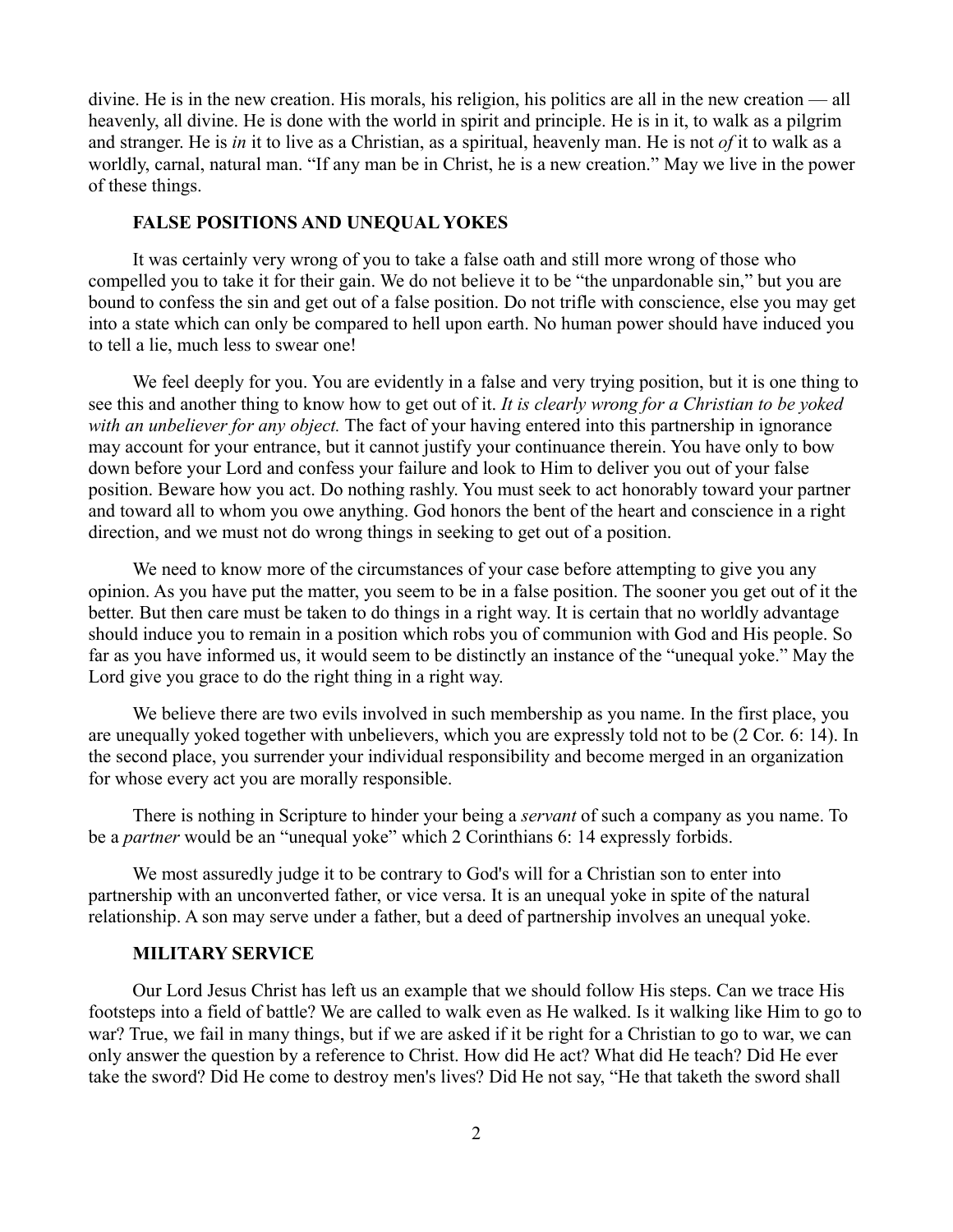divine. He is in the new creation. His morals, his religion, his politics are all in the new creation — all heavenly, all divine. He is done with the world in spirit and principle. He is in it, to walk as a pilgrim and stranger. He is *in* it to live as a Christian, as a spiritual, heavenly man. He is not *of* it to walk as a worldly, carnal, natural man. "If any man be in Christ, he is a new creation." May we live in the power of these things.

## FALSE POSITIONS AND UNEQUAL YOKES

It was certainly very wrong of you to take a false oath and still more wrong of those who compelled you to take it for their gain. We do not believe it to be "the unpardonable sin," but you are bound to confess the sin and get out of a false position. Do not trifle with conscience, else you may get into a state which can only be compared to hell upon earth. No human power should have induced you to tell a lie, much less to swear one!

We feel deeply for you. You are evidently in a false and very trying position, but it is one thing to see this and another thing to know how to get out of it. *It is clearly wrong for a Christian to be yoked with an unbeliever for any object.* The fact of your having entered into this partnership in ignorance may account for your entrance, but it cannot justify your continuance therein. You have only to bow down before your Lord and confess your failure and look to Him to deliver you out of your false position. Beware how you act. Do nothing rashly. You must seek to act honorably toward your partner and toward all to whom you owe anything. God honors the bent of the heart and conscience in a right direction, and we must not do wrong things in seeking to get out of a position.

We need to know more of the circumstances of your case before attempting to give you any opinion. As you have put the matter, you seem to be in a false position. The sooner you get out of it the better. But then care must be taken to do things in a right way. It is certain that no worldly advantage should induce you to remain in a position which robs you of communion with God and His people. So far as you have informed us, it would seem to be distinctly an instance of the "unequal yoke." May the Lord give you grace to do the right thing in a right way.

We believe there are two evils involved in such membership as you name. In the first place, you are unequally yoked together with unbelievers, which you are expressly told not to be (2 Cor. 6: 14). In the second place, you surrender your individual responsibility and become merged in an organization for whose every act you are morally responsible.

There is nothing in Scripture to hinder your being a *servant* of such a company as you name. To be a *partner* would be an "unequal yoke" which 2 Corinthians 6: 14 expressly forbids.

We most assuredly judge it to be contrary to God's will for a Christian son to enter into partnership with an unconverted father, or vice versa. It is an unequal yoke in spite of the natural relationship. A son may serve under a father, but a deed of partnership involves an unequal yoke.

## MILITARY SERVICE

Our Lord Jesus Christ has left us an example that we should follow His steps. Can we trace His footsteps into a field of battle? We are called to walk even as He walked. Is it walking like Him to go to war? True, we fail in many things, but if we are asked if it be right for a Christian to go to war, we can only answer the question by a reference to Christ. How did He act? What did He teach? Did He ever take the sword? Did He come to destroy men's lives? Did He not say, "He that taketh the sword shall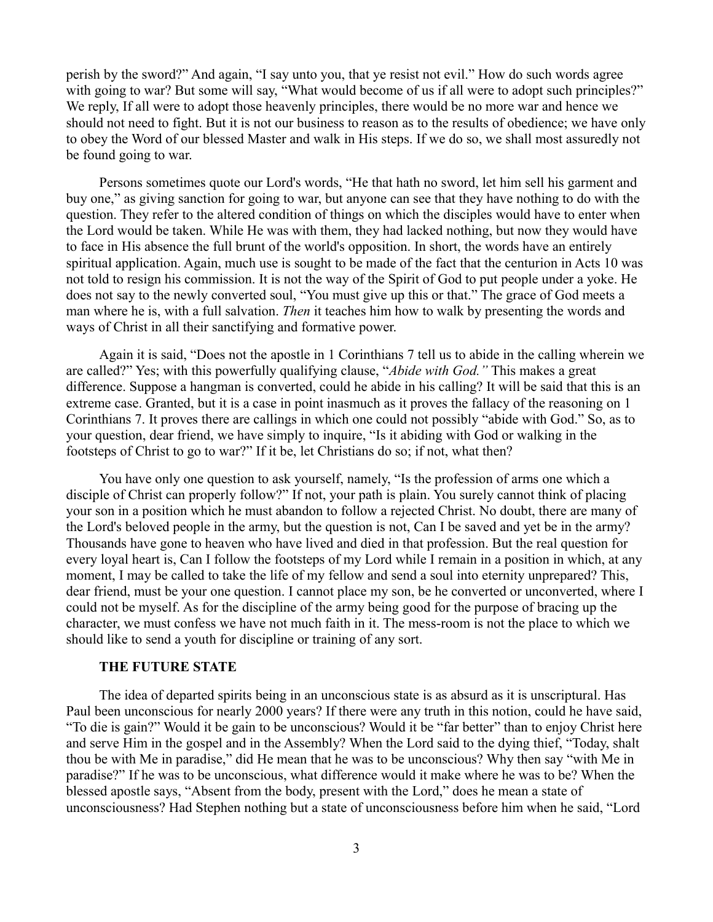perish by the sword?" And again, "I say unto you, that ye resist not evil." How do such words agree with going to war? But some will say, "What would become of us if all were to adopt such principles?" We reply, If all were to adopt those heavenly principles, there would be no more war and hence we should not need to fight. But it is not our business to reason as to the results of obedience; we have only to obey the Word of our blessed Master and walk in His steps. If we do so, we shall most assuredly not be found going to war.

Persons sometimes quote our Lord's words, "He that hath no sword, let him sell his garment and buy one," as giving sanction for going to war, but anyone can see that they have nothing to do with the question. They refer to the altered condition of things on which the disciples would have to enter when the Lord would be taken. While He was with them, they had lacked nothing, but now they would have to face in His absence the full brunt of the world's opposition. In short, the words have an entirely spiritual application. Again, much use is sought to be made of the fact that the centurion in Acts 10 was not told to resign his commission. It is not the way of the Spirit of God to put people under a yoke. He does not say to the newly converted soul, "You must give up this or that." The grace of God meets a man where he is, with a full salvation. *Then* it teaches him how to walk by presenting the words and ways of Christ in all their sanctifying and formative power.

Again it is said, "Does not the apostle in 1 Corinthians 7 tell us to abide in the calling wherein we are called?" Yes; with this powerfully qualifying clause, "*Abide with God.*" This makes a great difference. Suppose a hangman is converted, could he abide in his calling? It will be said that this is an extreme case. Granted, but it is a case in point inasmuch as it proves the fallacy of the reasoning on 1 Corinthians 7. It proves there are callings in which one could not possibly "abide with God." So, as to your question, dear friend, we have simply to inquire, "Is it abiding with God or walking in the footsteps of Christ to go to war?" If it be, let Christians do so; if not, what then?

You have only one question to ask yourself, namely, "Is the profession of arms one which a disciple of Christ can properly follow?" If not, your path is plain. You surely cannot think of placing your son in a position which he must abandon to follow a rejected Christ. No doubt, there are many of the Lord's beloved people in the army, but the question is not, Can I be saved and yet be in the army? Thousands have gone to heaven who have lived and died in that profession. But the real question for every loyal heart is, Can I follow the footsteps of my Lord while I remain in a position in which, at any moment, I may be called to take the life of my fellow and send a soul into eternity unprepared? This, dear friend, must be your one question. I cannot place my son, be he converted or unconverted, where I could not be myself. As for the discipline of the army being good for the purpose of bracing up the character, we must confess we have not much faith in it. The mess-room is not the place to which we should like to send a youth for discipline or training of any sort.

### THE FUTURE STATE

The idea of departed spirits being in an unconscious state is as absurd as it is unscriptural. Has Paul been unconscious for nearly 2000 years? If there were any truth in this notion, could he have said, "To die is gain?" Would it be gain to be unconscious? Would it be "far better" than to enjoy Christ here and serve Him in the gospel and in the Assembly? When the Lord said to the dying thief, "Today, shalt thou be with Me in paradise," did He mean that he was to be unconscious? Why then say "with Me in paradise?" If he was to be unconscious, what difference would it make where he was to be? When the blessed apostle says, "Absent from the body, present with the Lord," does he mean a state of unconsciousness? Had Stephen nothing but a state of unconsciousness before him when he said, "Lord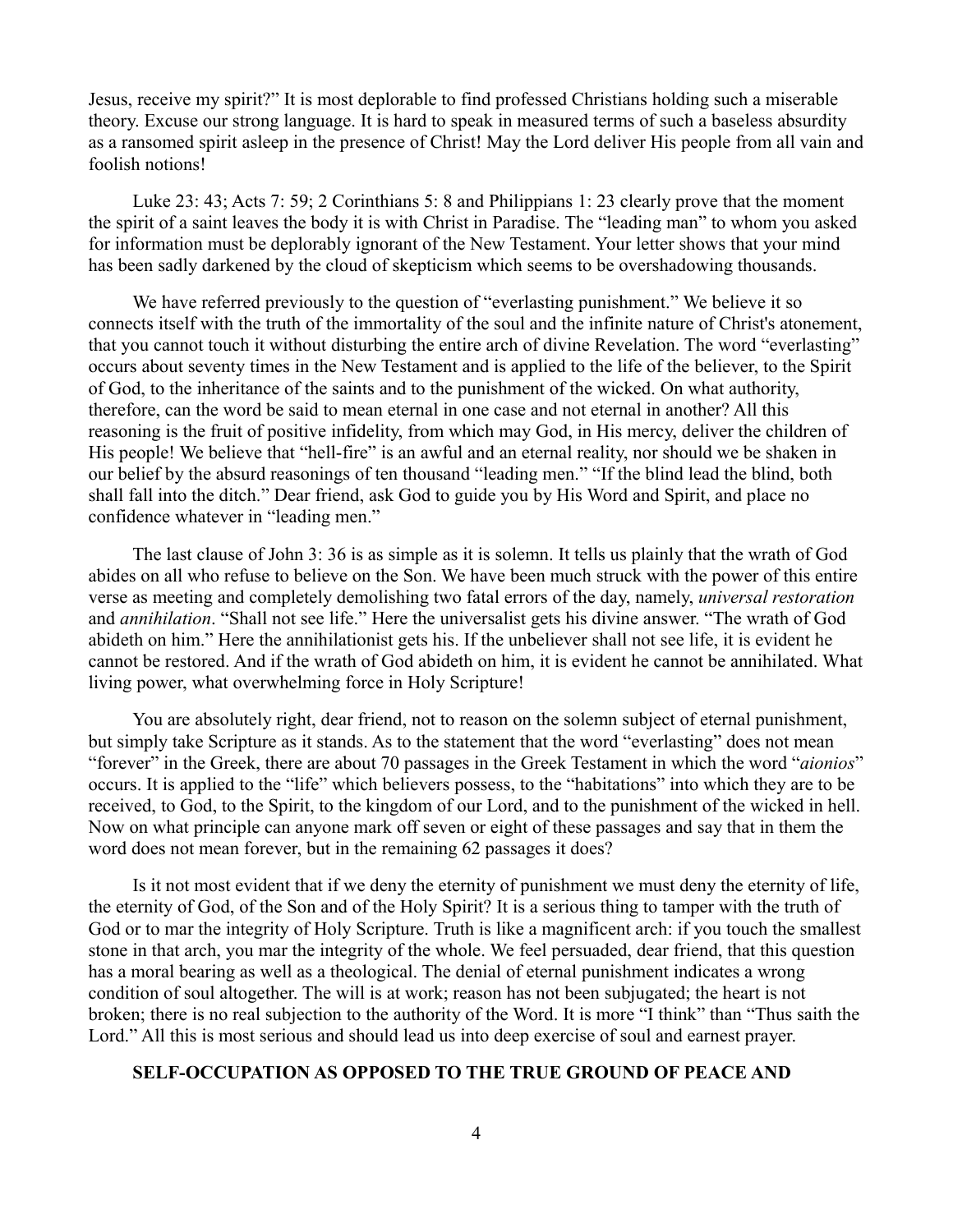Jesus, receive my spirit?" It is most deplorable to find professed Christians holding such a miserable theory. Excuse our strong language. It is hard to speak in measured terms of such a baseless absurdity as a ransomed spirit asleep in the presence of Christ! May the Lord deliver His people from all vain and foolish notions!

Luke 23: 43; Acts 7: 59; 2 Corinthians 5: 8 and Philippians 1: 23 clearly prove that the moment the spirit of a saint leaves the body it is with Christ in Paradise. The "leading man" to whom you asked for information must be deplorably ignorant of the New Testament. Your letter shows that your mind has been sadly darkened by the cloud of skepticism which seems to be overshadowing thousands.

We have referred previously to the question of "everlasting punishment." We believe it so connects itself with the truth of the immortality of the soul and the infinite nature of Christ's atonement, that you cannot touch it without disturbing the entire arch of divine Revelation. The word "everlasting" occurs about seventy times in the New Testament and is applied to the life of the believer, to the Spirit of God, to the inheritance of the saints and to the punishment of the wicked. On what authority, therefore, can the word be said to mean eternal in one case and not eternal in another? All this reasoning is the fruit of positive infidelity, from which may God, in His mercy, deliver the children of His people! We believe that "hell-fire" is an awful and an eternal reality, nor should we be shaken in our belief by the absurd reasonings of ten thousand "leading men." "If the blind lead the blind, both shall fall into the ditch." Dear friend, ask God to guide you by His Word and Spirit, and place no confidence whatever in "leading men."

The last clause of John 3: 36 is as simple as it is solemn. It tells us plainly that the wrath of God abides on all who refuse to believe on the Son. We have been much struck with the power of this entire verse as meeting and completely demolishing two fatal errors of the day, namely, *universal restoration* and *annihilation*. "Shall not see life." Here the universalist gets his divine answer. "The wrath of God abideth on him." Here the annihilationist gets his. If the unbeliever shall not see life, it is evident he cannot be restored. And if the wrath of God abideth on him, it is evident he cannot be annihilated. What living power, what overwhelming force in Holy Scripture!

You are absolutely right, dear friend, not to reason on the solemn subject of eternal punishment, but simply take Scripture as it stands. As to the statement that the word "everlasting" does not mean "forever" in the Greek, there are about 70 passages in the Greek Testament in which the word "*aionios*" occurs. It is applied to the "life" which believers possess, to the "habitations" into which they are to be received, to God, to the Spirit, to the kingdom of our Lord, and to the punishment of the wicked in hell. Now on what principle can anyone mark off seven or eight of these passages and say that in them the word does not mean forever, but in the remaining 62 passages it does?

Is it not most evident that if we deny the eternity of punishment we must deny the eternity of life, the eternity of God, of the Son and of the Holy Spirit? It is a serious thing to tamper with the truth of God or to mar the integrity of Holy Scripture. Truth is like a magnificent arch: if you touch the smallest stone in that arch, you mar the integrity of the whole. We feel persuaded, dear friend, that this question has a moral bearing as well as a theological. The denial of eternal punishment indicates a wrong condition of soul altogether. The will is at work; reason has not been subjugated; the heart is not broken; there is no real subjection to the authority of the Word. It is more "I think" than "Thus saith the Lord." All this is most serious and should lead us into deep exercise of soul and earnest prayer.

**SELF-OCCUPATION AS OPPOSED TO THE TRUE GROUND OF PEACE AND**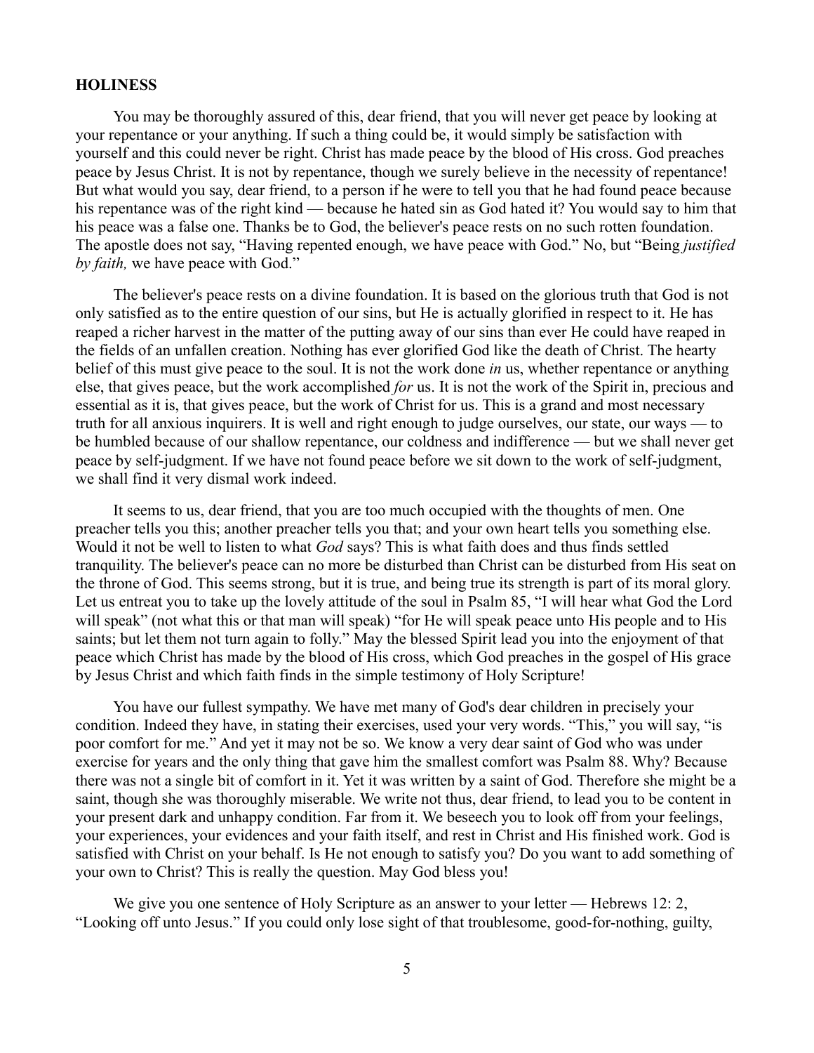**HOLINESS**

You may be thoroughly assured of this, dear friend, that you will never get peace by looking at your repentance or your anything. If such a thing could be, it would simply be satisfaction with yourself and this could never be right. Christ has made peace by the blood of His cross. God preaches peace by Jesus Christ. It is not by repentance, though we surely believe in the necessity of repentance! But what would you say, dear friend, to a person if he were to tell you that he had found peace because his repentance was of the right kind — because he hated sin as God hated it? You would say to him that his peace was a false one. Thanks be to God, the believer's peace rests on no such rotten foundation. The apostle does not say, "Having repented enough, we have peace with God." No, but "Being *justified by faith,* we have peace with God."

The believer's peace rests on a divine foundation. It is based on the glorious truth that God is not only satisfied as to the entire question of our sins, but He is actually glorified in respect to it. He has reaped a richer harvest in the matter of the putting away of our sins than ever He could have reaped in the fields of an unfallen creation. Nothing has ever glorified God like the death of Christ. The hearty belief of this must give peace to the soul. It is not the work done *in* us, whether repentance or anything else, that gives peace, but the work accomplished *for* us. It is not the work of the Spirit in, precious and essential as it is, that gives peace, but the work of Christ for us. This is a grand and most necessary truth for all anxious inquirers. It is well and right enough to judge ourselves, our state, our ways — to be humbled because of our shallow repentance, our coldness and indifference — but we shall never get peace by self-judgment. If we have not found peace before we sit down to the work of self-judgment, we shall find it very dismal work indeed.

It seems to us, dear friend, that you are too much occupied with the thoughts of men. One preacher tells you this; another preacher tells you that; and your own heart tells you something else. Would it not be well to listen to what *God* says? This is what faith does and thus finds settled tranquility. The believer's peace can no more be disturbed than Christ can be disturbed from His seat on the throne of God. This seems strong, but it is true, and being true its strength is part of its moral glory. Let us entreat you to take up the lovely attitude of the soul in Psalm 85, "I will hear what God the Lord will speak" (not what this or that man will speak) "for He will speak peace unto His people and to His saints; but let them not turn again to folly." May the blessed Spirit lead you into the enjoyment of that peace which Christ has made by the blood of His cross, which God preaches in the gospel of His grace by Jesus Christ and which faith finds in the simple testimony of Holy Scripture!

You have our fullest sympathy. We have met many of God's dear children in precisely your condition. Indeed they have, in stating their exercises, used your very words. "This," you will say, "is poor comfort for me." And yet it may not be so. We know a very dear saint of God who was under exercise for years and the only thing that gave him the smallest comfort was Psalm 88. Why? Because there was not a single bit of comfort in it. Yet it was written by a saint of God. Therefore she might be a saint, though she was thoroughly miserable. We write not thus, dear friend, to lead you to be content in your present dark and unhappy condition. Far from it. We beseech you to look off from your feelings, your experiences, your evidences and your faith itself, and rest in Christ and His finished work. God is satisfied with Christ on your behalf. Is He not enough to satisfy you? Do you want to add something of your own to Christ? This is really the question. May God bless you!

We give you one sentence of Holy Scripture as an answer to your letter — Hebrews 12: 2, "Looking off unto Jesus." If you could only lose sight of that troublesome, good-for-nothing, guilty,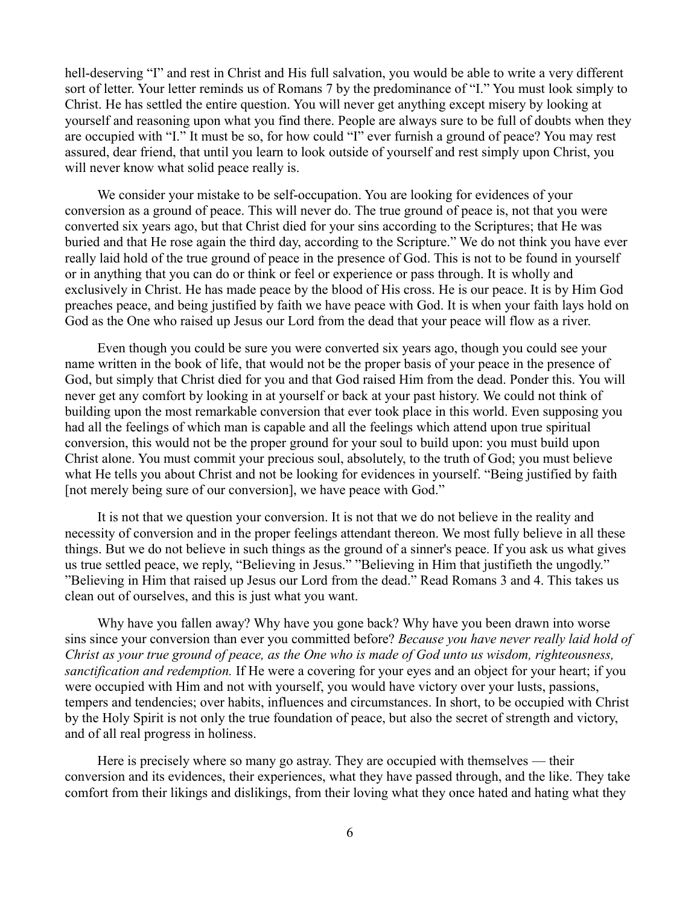hell-deserving "I" and rest in Christ and His full salvation, you would be able to write a very different sort of letter. Your letter reminds us of Romans 7 by the predominance of "I." You must look simply to Christ. He has settled the entire question. You will never get anything except misery by looking at yourself and reasoning upon what you find there. People are always sure to be full of doubts when they are occupied with "I." It must be so, for how could "I" ever furnish a ground of peace? You may rest assured, dear friend, that until you learn to look outside of yourself and rest simply upon Christ, you will never know what solid peace really is.

We consider your mistake to be self-occupation. You are looking for evidences of your conversion as a ground of peace. This will never do. The true ground of peace is, not that you were converted six years ago, but that Christ died for your sins according to the Scriptures; that He was buried and that He rose again the third day, according to the Scripture." We do not think you have ever really laid hold of the true ground of peace in the presence of God. This is not to be found in yourself or in anything that you can do or think or feel or experience or pass through. It is wholly and exclusively in Christ. He has made peace by the blood of His cross. He is our peace. It is by Him God preaches peace, and being justified by faith we have peace with God. It is when your faith lays hold on God as the One who raised up Jesus our Lord from the dead that your peace will flow as a river.

Even though you could be sure you were converted six years ago, though you could see your name written in the book of life, that would not be the proper basis of your peace in the presence of God, but simply that Christ died for you and that God raised Him from the dead. Ponder this. You will never get any comfort by looking in at yourself or back at your past history. We could not think of building upon the most remarkable conversion that ever took place in this world. Even supposing you had all the feelings of which man is capable and all the feelings which attend upon true spiritual conversion, this would not be the proper ground for your soul to build upon: you must build upon Christ alone. You must commit your precious soul, absolutely, to the truth of God; you must believe what He tells you about Christ and not be looking for evidences in yourself. "Being justified by faith [not merely being sure of our conversion], we have peace with God."

It is not that we question your conversion. It is not that we do not believe in the reality and necessity of conversion and in the proper feelings attendant thereon. We most fully believe in all these things. But we do not believe in such things as the ground of a sinner's peace. If you ask us what gives us true settled peace, we reply, "Believing in Jesus." "Believing in Him that justifieth the ungodly." "Believing in Him that raised up Jesus our Lord from the dead." Read Romans 3 and 4. This takes us clean out of ourselves, and this is just what you want.

Why have you fallen away? Why have you gone back? Why have you been drawn into worse sins since your conversion than ever you committed before? *Because you have never really laid hold of Christ as your true ground of peace, as the One who is made of God unto us wisdom, righteousness, sanctification and redemption.* If He were a covering for your eyes and an object for your heart; if you were occupied with Him and not with yourself, you would have victory over your lusts, passions, tempers and tendencies; over habits, influences and circumstances. In short, to be occupied with Christ by the Holy Spirit is not only the true foundation of peace, but also the secret of strength and victory, and of all real progress in holiness.

Here is precisely where so many go astray. They are occupied with themselves — their conversion and its evidences, their experiences, what they have passed through, and the like. They take comfort from their likings and dislikings, from their loving what they once hated and hating what they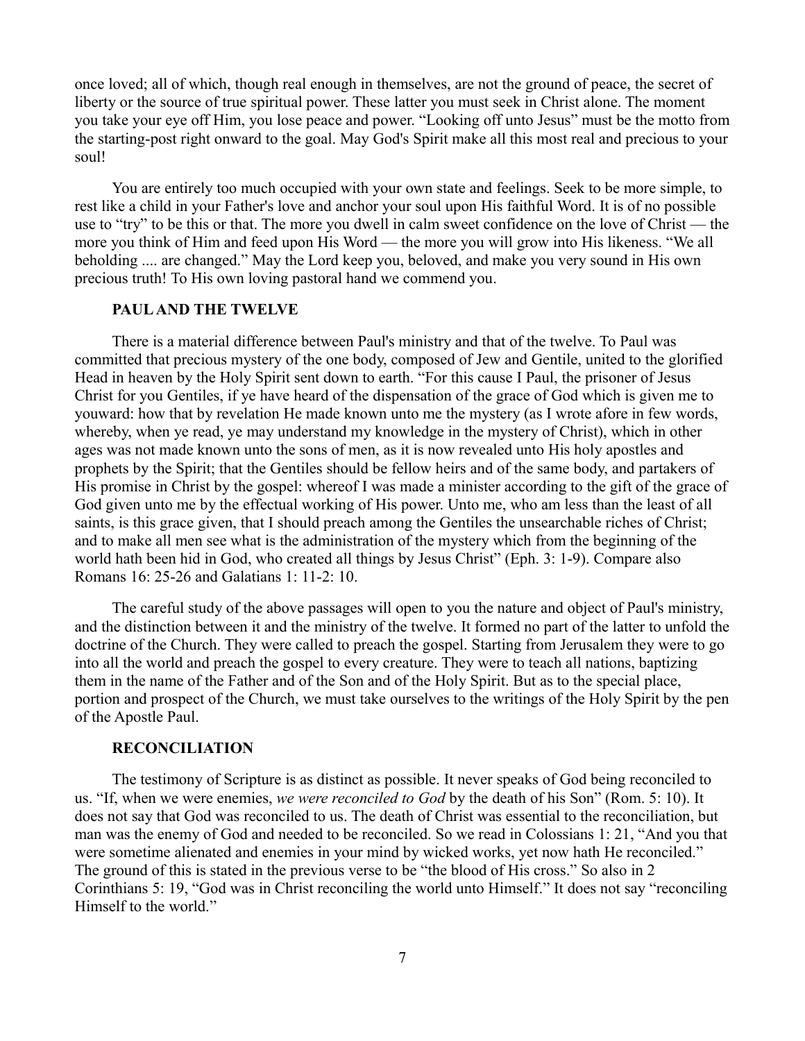once loved; all of which, though real enough in themselves, are not the ground of peace, the secret of liberty or the source of true spiritual power. These latter you must seek in Christ alone. The moment you take your eye off Him, you lose peace and power. "Looking off unto Jesus" must be the motto from the starting-post right onward to the goal. May God's Spirit make all this most real and precious to your soul!

You are entirely too much occupied with your own state and feelings. Seek to be more simple, to rest like a child in your Father's love and anchor your soul upon His faithful Word. It is of no possible use to "try" to be this or that. The more you dwell in calm sweet confidence on the love of Christ — the more you think of Him and feed upon His Word — the more you will grow into His likeness. "We all beholding .... are changed." May the Lord keep you, beloved, and make you very sound in His own precious truth! To His own loving pastoral hand we commend you.

### PAUL AND THE TWELVE

There is a material difference between Paul's ministry and that of the twelve. To Paul was committed that precious mystery of the one body, composed of Jew and Gentile, united to the glorified Head in heaven by the Holy Spirit sent down to earth. "For this cause I Paul, the prisoner of Jesus Christ for you Gentiles, if ye have heard of the dispensation of the grace of God which is given me to youward: how that by revelation He made known unto me the mystery (as I wrote afore in few words, whereby, when ye read, ye may understand my knowledge in the mystery of Christ), which in other ages was not made known unto the sons of men, as it is now revealed unto His holy apostles and prophets by the Spirit; that the Gentiles should be fellow heirs and of the same body, and partakers of His promise in Christ by the gospel: whereof I was made a minister according to the gift of the grace of God given unto me by the effectual working of His power. Unto me, who am less than the least of all saints, is this grace given, that I should preach among the Gentiles the unsearchable riches of Christ; and to make all men see what is the administration of the mystery which from the beginning of the world hath been hid in God, who created all things by Jesus Christ" (Eph. 3: 1-9). Compare also Romans 16: 25-26 and Galatians 1: 11-2: 10.

The careful study of the above passages will open to you the nature and object of Paul's ministry, and the distinction between it and the ministry of the twelve. It formed no part of the latter to unfold the doctrine of the Church. They were called to preach the gospel. Starting from Jerusalem they were to go into all the world and preach the gospel to every creature. They were to teach all nations, baptizing them in the name of the Father and of the Son and of the Holy Spirit. But as to the special place, portion and prospect of the Church, we must take ourselves to the writings of the Holy Spirit by the pen of the Apostle Paul.

### RECONCILIATION

The testimony of Scripture is as distinct as possible. It never speaks of God being reconciled to us. "If, when we were enemies, *we were reconciled to God* by the death of his Son" (Rom. 5: 10). It does not say that God was reconciled to us. The death of Christ was essential to the reconciliation, but man was the enemy of God and needed to be reconciled. So we read in Colossians 1: 21, "And you that were sometime alienated and enemies in your mind by wicked works, yet now hath He reconciled." The ground of this is stated in the previous verse to be "the blood of His cross." So also in 2 Corinthians 5: 19, "God was in Christ reconciling the world unto Himself." It does not say "reconciling Himself to the world."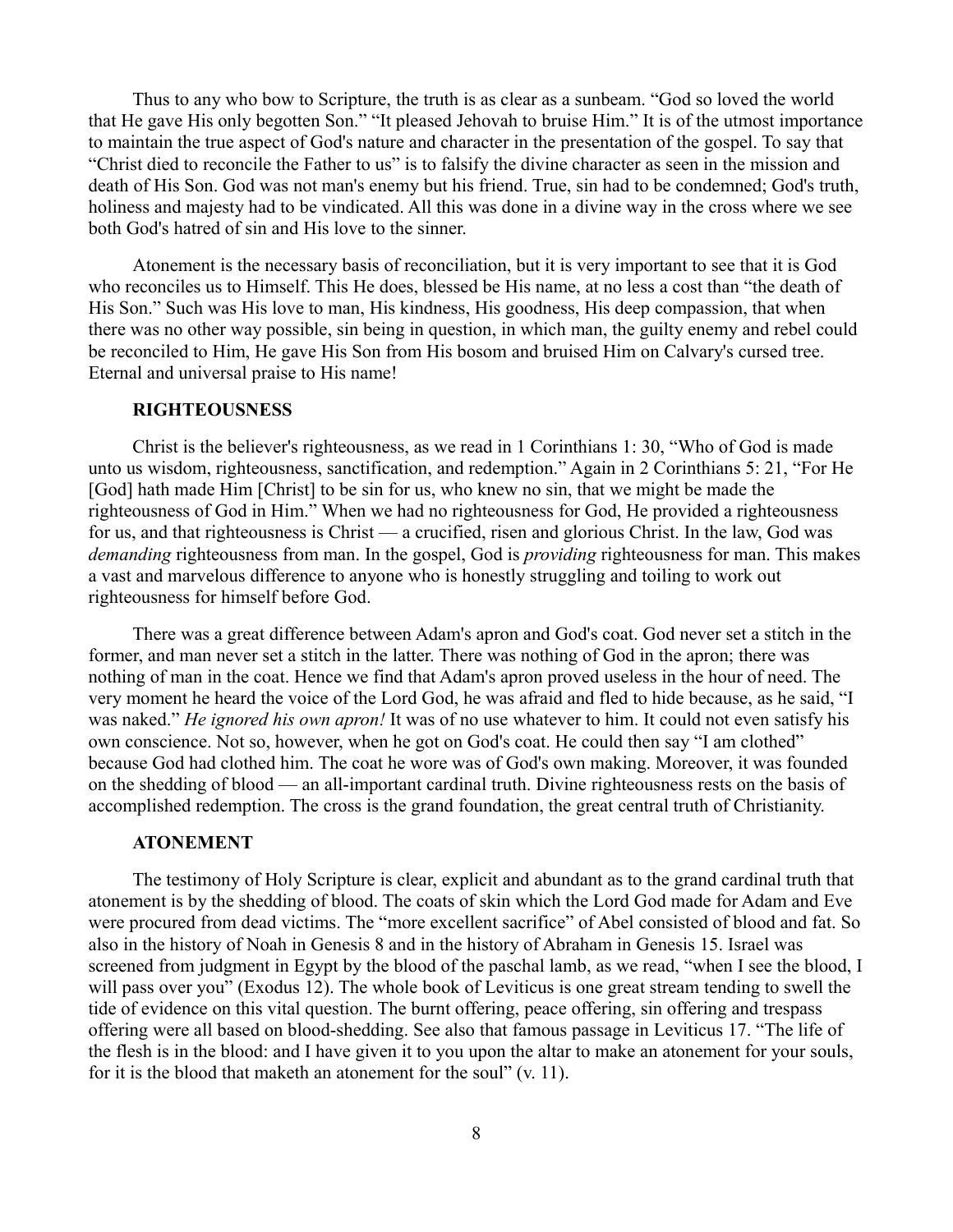Thus to any who bow to Scripture, the truth is as clear as a sunbeam. "God so loved the world that He gave His only begotten Son." "It pleased Jehovah to bruise Him." It is of the utmost importance to maintain the true aspect of God's nature and character in the presentation of the gospel. To say that "Christ died to reconcile the Father to us" is to falsify the divine character as seen in the mission and death of His Son. God was not man's enemy but his friend. True, sin had to be condemned; God's truth, holiness and majesty had to be vindicated. All this was done in a divine way in the cross where we see both God's hatred of sin and His love to the sinner.

Atonement is the necessary basis of reconciliation, but it is very important to see that it is God who reconciles us to Himself. This He does, blessed be His name, at no less a cost than "the death of His Son." Such was His love to man, His kindness, His goodness, His deep compassion, that when there was no other way possible, sin being in question, in which man, the guilty enemy and rebel could be reconciled to Him, He gave His Son from His bosom and bruised Him on Calvary's cursed tree. Eternal and universal praise to His name!

### RIGHTEOUSNESS

Christ is the believer's righteousness, as we read in 1 Corinthians 1: 30, "Who of God is made unto us wisdom, righteousness, sanctification, and redemption." Again in 2 Corinthians 5: 21, "For He [God] hath made Him [Christ] to be sin for us, who knew no sin, that we might be made the righteousness of God in Him." When we had no righteousness for God, He provided a righteousness for us, and that righteousness is Christ — a crucified, risen and glorious Christ. In the law, God was *demanding* righteousness from man. In the gospel, God is *providing* righteousness for man. This makes a vast and marvelous difference to anyone who is honestly struggling and toiling to work out righteousness for himself before God.

There was a great difference between Adam's apron and God's coat. God never set a stitch in the former, and man never set a stitch in the latter. There was nothing of God in the apron; there was nothing of man in the coat. Hence we find that Adam's apron proved useless in the hour of need. The very moment he heard the voice of the Lord God, he was afraid and fled to hide because, as he said, "I was naked." *He ignored his own apron!* It was of no use whatever to him. It could not even satisfy his own conscience. Not so, however, when he got on God's coat. He could then say "I am clothed" because God had clothed him. The coat he wore was of God's own making. Moreover, it was founded on the shedding of blood — an all-important cardinal truth. Divine righteousness rests on the basis of accomplished redemption. The cross is the grand foundation, the great central truth of Christianity.

### ATONEMENT

The testimony of Holy Scripture is clear, explicit and abundant as to the grand cardinal truth that atonement is by the shedding of blood. The coats of skin which the Lord God made for Adam and Eve were procured from dead victims. The "more excellent sacrifice" of Abel consisted of blood and fat. So also in the history of Noah in Genesis 8 and in the history of Abraham in Genesis 15. Israel was screened from judgment in Egypt by the blood of the paschal lamb, as we read, "when I see the blood, I will pass over you" (Exodus 12). The whole book of Leviticus is one great stream tending to swell the tide of evidence on this vital question. The burnt offering, peace offering, sin offering and trespass offering were all based on blood-shedding. See also that famous passage in Leviticus 17. "The life of the flesh is in the blood: and I have given it to you upon the altar to make an atonement for your souls, for it is the blood that maketh an atonement for the soul" (v. 11).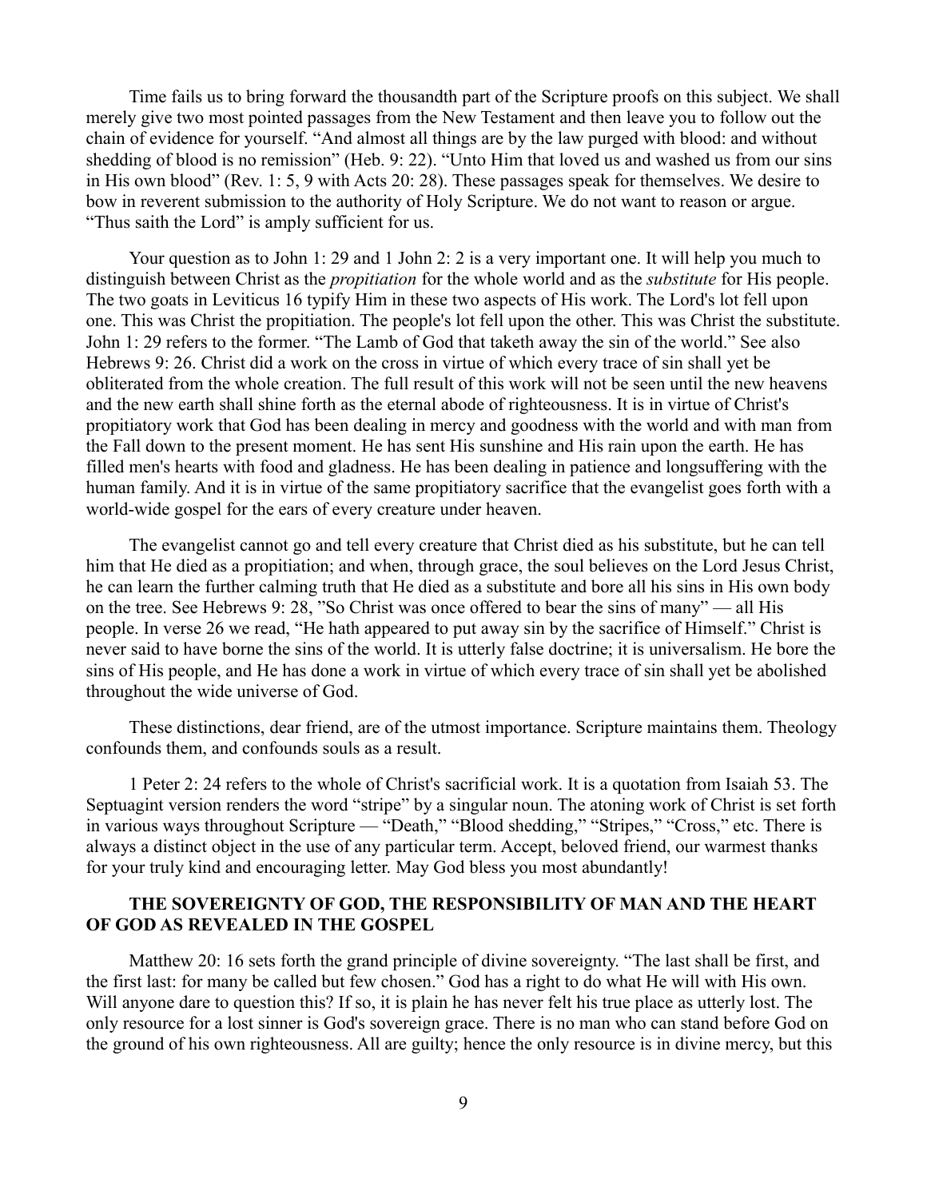Time fails us to bring forward the thousandth part of the Scripture proofs on this subject. We shall merely give two most pointed passages from the New Testament and then leave you to follow out the chain of evidence for yourself. “And almost all things are by the law purged with blood: and without shedding of blood is no remission” (Heb. 9: 22). “Unto Him that loved us and washed us from our sins in His own blood” (Rev. 1: 5, 9 with Acts 20: 28). These passages speak for themselves. We desire to bow in reverent submission to the authority of Holy Scripture. We do not want to reason or argue. “Thus saith the Lord” is amply sufficient for us.

Your question as to John 1: 29 and 1 John 2: 2 is a very important one. It will help you much to distinguish between Christ as the *propitiation* for the whole world and as the *substitute* for His people. The two goats in Leviticus 16 typify Him in these two aspects of His work. The Lord's lot fell upon one. This was Christ the propitiation. The people's lot fell upon the other. This was Christ the substitute. John 1: 29 refers to the former. “The Lamb of God that taketh away the sin of the world.” See also Hebrews 9: 26. Christ did a work on the cross in virtue of which every trace of sin shall yet be obliterated from the whole creation. The full result of this work will not be seen until the new heavens and the new earth shall shine forth as the eternal abode of righteousness. It is in virtue of Christ's propitiatory work that God has been dealing in mercy and goodness with the world and with man from the Fall down to the present moment. He has sent His sunshine and His rain upon the earth. He has filled men's hearts with food and gladness. He has been dealing in patience and longsuffering with the human family. And it is in virtue of the same propitiatory sacrifice that the evangelist goes forth with a world-wide gospel for the ears of every creature under heaven.

The evangelist cannot go and tell every creature that Christ died as his substitute, but he can tell him that He died as a propitiation; and when, through grace, the soul believes on the Lord Jesus Christ, he can learn the further calming truth that He died as a substitute and bore all his sins in His own body on the tree. See Hebrews 9: 28, ”So Christ was once offered to bear the sins of many” — all His people. In verse 26 we read, “He hath appeared to put away sin by the sacrifice of Himself.” Christ is never said to have borne the sins of the world. It is utterly false doctrine; it is universalism. He bore the sins of His people, and He has done a work in virtue of which every trace of sin shall yet be abolished throughout the wide universe of God.

These distinctions, dear friend, are of the utmost importance. Scripture maintains them. Theology confounds them, and confounds souls as a result.

1 Peter 2: 24 refers to the whole of Christ's sacrificial work. It is a quotation from Isaiah 53. The Septuagint version renders the word “stripe” by a singular noun. The atoning work of Christ is set forth in various ways throughout Scripture — “Death,” “Blood shedding,” “Stripes,” “Cross,” etc. There is always a distinct object in the use of any particular term. Accept, beloved friend, our warmest thanks for your truly kind and encouraging letter. May God bless you most abundantly!

## THE SOVEREIGNTY OF GOD, THE RESPONSIBILITY OF MAN AND THE HEART OF GOD AS REVEALED IN THE GOSPEL

Matthew 20: 16 sets forth the grand principle of divine sovereignty. “The last shall be first, and the first last: for many be called but few chosen.” God has a right to do what He will with His own. Will anyone dare to question this? If so, it is plain he has never felt his true place as utterly lost. The only resource for a lost sinner is God's sovereign grace. There is no man who can stand before God on the ground of his own righteousness. All are guilty; hence the only resource is in divine mercy, but this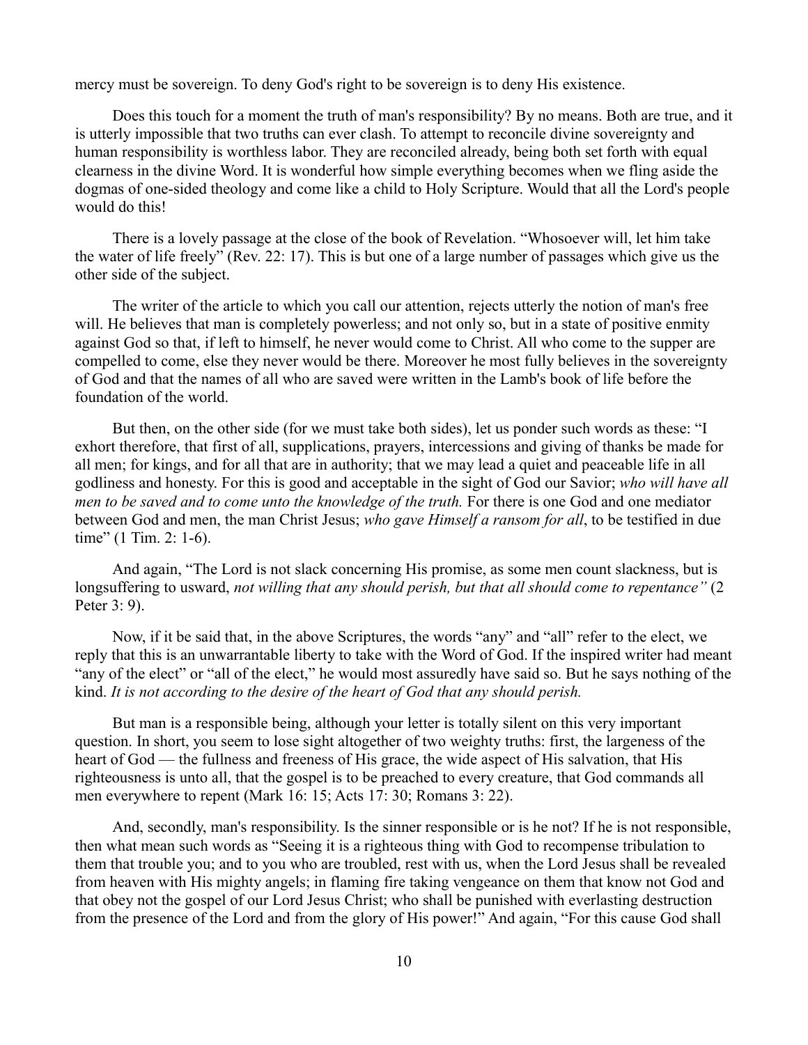mercy must be sovereign. To deny God's right to be sovereign is to deny His existence.

Does this touch for a moment the truth of man's responsibility? By no means. Both are true, and it is utterly impossible that two truths can ever clash. To attempt to reconcile divine sovereignty and human responsibility is worthless labor. They are reconciled already, being both set forth with equal clearness in the divine Word. It is wonderful how simple everything becomes when we fling aside the dogmas of one-sided theology and come like a child to Holy Scripture. Would that all the Lord's people would do this!

There is a lovely passage at the close of the book of Revelation. "Whosoever will, let him take the water of life freely" (Rev. 22: 17). This is but one of a large number of passages which give us the other side of the subject.

The writer of the article to which you call our attention, rejects utterly the notion of man's free will. He believes that man is completely powerless; and not only so, but in a state of positive enmity against God so that, if left to himself, he never would come to Christ. All who come to the supper are compelled to come, else they never would be there. Moreover he most fully believes in the sovereignty of God and that the names of all who are saved were written in the Lamb's book of life before the foundation of the world.

But then, on the other side (for we must take both sides), let us ponder such words as these: "I exhort therefore, that first of all, supplications, prayers, intercessions and giving of thanks be made for all men; for kings, and for all that are in authority; that we may lead a quiet and peaceable life in all godliness and honesty. For this is good and acceptable in the sight of God our Savior; *who will have all men to be saved and to come unto the knowledge of the truth.* For there is one God and one mediator between God and men, the man Christ Jesus; *who gave Himself a ransom for all*, to be testified in due time" (1 Tim. 2: 1-6).

And again, "The Lord is not slack concerning His promise, as some men count slackness, but is longsuffering to usward, *not willing that any should perish, but that all should come to repentance"* (2 Peter 3: 9).

Now, if it be said that, in the above Scriptures, the words "any" and "all" refer to the elect, we reply that this is an unwarrantable liberty to take with the Word of God. If the inspired writer had meant "any of the elect" or "all of the elect," he would most assuredly have said so. But he says nothing of the kind. *It is not according to the desire of the heart of God that any should perish.*

But man is a responsible being, although your letter is totally silent on this very important question. In short, you seem to lose sight altogether of two weighty truths: first, the largeness of the heart of God — the fullness and freeness of His grace, the wide aspect of His salvation, that His righteousness is unto all, that the gospel is to be preached to every creature, that God commands all men everywhere to repent (Mark 16: 15; Acts 17: 30; Romans 3: 22).

And, secondly, man's responsibility. Is the sinner responsible or is he not? If he is not responsible, then what mean such words as "Seeing it is a righteous thing with God to recompense tribulation to them that trouble you; and to you who are troubled, rest with us, when the Lord Jesus shall be revealed from heaven with His mighty angels; in flaming fire taking vengeance on them that know not God and that obey not the gospel of our Lord Jesus Christ; who shall be punished with everlasting destruction from the presence of the Lord and from the glory of His power!" And again, "For this cause God shall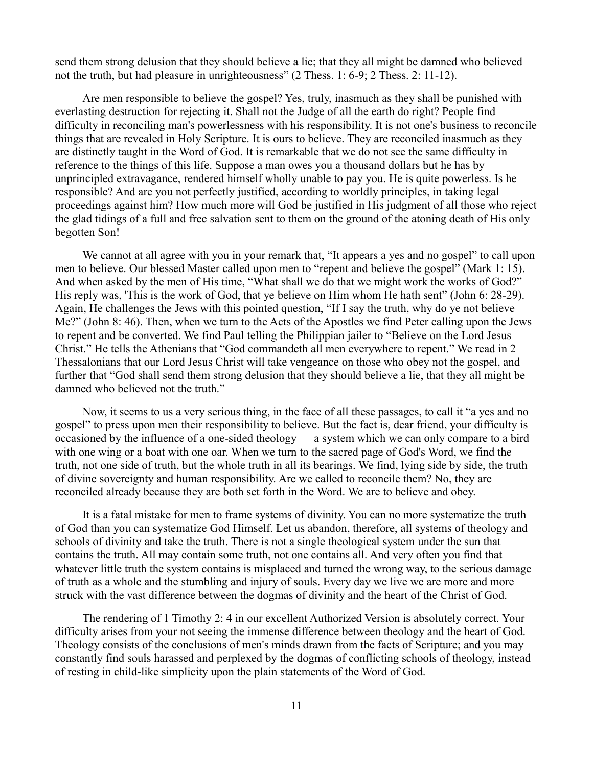send them strong delusion that they should believe a lie; that they all might be damned who believed not the truth, but had pleasure in unrighteousness" (2 Thess. 1: 6-9; 2 Thess. 2: 11-12).

Are men responsible to believe the gospel? Yes, truly, inasmuch as they shall be punished with everlasting destruction for rejecting it. Shall not the Judge of all the earth do right? People find difficulty in reconciling man's powerlessness with his responsibility. It is not one's business to reconcile things that are revealed in Holy Scripture. It is ours to believe. They are reconciled inasmuch as they are distinctly taught in the Word of God. It is remarkable that we do not see the same difficulty in reference to the things of this life. Suppose a man owes you a thousand dollars but he has by unprincipled extravagance, rendered himself wholly unable to pay you. He is quite powerless. Is he responsible? And are you not perfectly justified, according to worldly principles, in taking legal proceedings against him? How much more will God be justified in His judgment of all those who reject the glad tidings of a full and free salvation sent to them on the ground of the atoning death of His only begotten Son!

We cannot at all agree with you in your remark that, "It appears a yes and no gospel" to call upon men to believe. Our blessed Master called upon men to "repent and believe the gospel" (Mark 1: 15). And when asked by the men of His time, "What shall we do that we might work the works of God?" His reply was, 'This is the work of God, that ye believe on Him whom He hath sent" (John 6: 28-29). Again, He challenges the Jews with this pointed question, "If I say the truth, why do ye not believe Me?" (John 8: 46). Then, when we turn to the Acts of the Apostles we find Peter calling upon the Jews to repent and be converted. We find Paul telling the Philippian jailer to "Believe on the Lord Jesus Christ." He tells the Athenians that "God commandeth all men everywhere to repent." We read in 2 Thessalonians that our Lord Jesus Christ will take vengeance on those who obey not the gospel, and further that "God shall send them strong delusion that they should believe a lie, that they all might be damned who believed not the truth."

Now, it seems to us a very serious thing, in the face of all these passages, to call it "a yes and no gospel" to press upon men their responsibility to believe. But the fact is, dear friend, your difficulty is occasioned by the influence of a one-sided theology — a system which we can only compare to a bird with one wing or a boat with one oar. When we turn to the sacred page of God's Word, we find the truth, not one side of truth, but the whole truth in all its bearings. We find, lying side by side, the truth of divine sovereignty and human responsibility. Are we called to reconcile them? No, they are reconciled already because they are both set forth in the Word. We are to believe and obey.

It is a fatal mistake for men to frame systems of divinity. You can no more systematize the truth of God than you can systematize God Himself. Let us abandon, therefore, all systems of theology and schools of divinity and take the truth. There is not a single theological system under the sun that contains the truth. All may contain some truth, not one contains all. And very often you find that whatever little truth the system contains is misplaced and turned the wrong way, to the serious damage of truth as a whole and the stumbling and injury of souls. Every day we live we are more and more struck with the vast difference between the dogmas of divinity and the heart of the Christ of God.

The rendering of 1 Timothy 2: 4 in our excellent Authorized Version is absolutely correct. Your difficulty arises from your not seeing the immense difference between theology and the heart of God. Theology consists of the conclusions of men's minds drawn from the facts of Scripture; and you may constantly find souls harassed and perplexed by the dogmas of conflicting schools of theology, instead of resting in child-like simplicity upon the plain statements of the Word of God.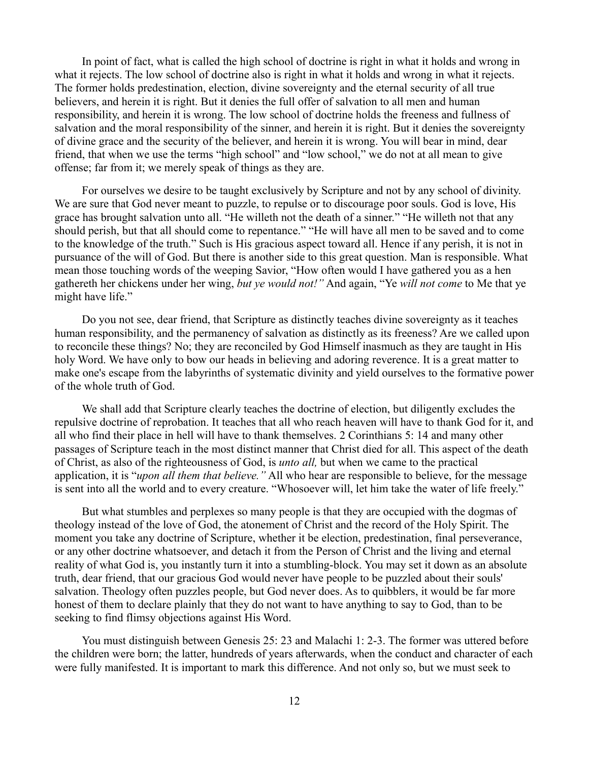In point of fact, what is called the high school of doctrine is right in what it holds and wrong in what it rejects. The low school of doctrine also is right in what it holds and wrong in what it rejects. The former holds predestination, election, divine sovereignty and the eternal security of all true believers, and herein it is right. But it denies the full offer of salvation to all men and human responsibility, and herein it is wrong. The low school of doctrine holds the freeness and fullness of salvation and the moral responsibility of the sinner, and herein it is right. But it denies the sovereignty of divine grace and the security of the believer, and herein it is wrong. You will bear in mind, dear friend, that when we use the terms "high school" and "low school," we do not at all mean to give offense; far from it; we merely speak of things as they are.

For ourselves we desire to be taught exclusively by Scripture and not by any school of divinity. We are sure that God never meant to puzzle, to repulse or to discourage poor souls. God is love, His grace has brought salvation unto all. "He willeth not the death of a sinner." "He willeth not that any should perish, but that all should come to repentance." "He will have all men to be saved and to come to the knowledge of the truth." Such is His gracious aspect toward all. Hence if any perish, it is not in pursuance of the will of God. But there is another side to this great question. Man is responsible. What mean those touching words of the weeping Savior, "How often would I have gathered you as a hen gathereth her chickens under her wing, *but ye would not!"* And again, "Ye *will not come* to Me that ye might have life."

Do you not see, dear friend, that Scripture as distinctly teaches divine sovereignty as it teaches human responsibility, and the permanency of salvation as distinctly as its freeness? Are we called upon to reconcile these things? No; they are reconciled by God Himself inasmuch as they are taught in His holy Word. We have only to bow our heads in believing and adoring reverence. It is a great matter to make one's escape from the labyrinths of systematic divinity and yield ourselves to the formative power of the whole truth of God.

We shall add that Scripture clearly teaches the doctrine of election, but diligently excludes the repulsive doctrine of reprobation. It teaches that all who reach heaven will have to thank God for it, and all who find their place in hell will have to thank themselves. 2 Corinthians 5: 14 and many other passages of Scripture teach in the most distinct manner that Christ died for all. This aspect of the death of Christ, as also of the righteousness of God, is *unto all,* but when we came to the practical application, it is "*upon all them that believe."* All who hear are responsible to believe, for the message is sent into all the world and to every creature. "Whosoever will, let him take the water of life freely."

But what stumbles and perplexes so many people is that they are occupied with the dogmas of theology instead of the love of God, the atonement of Christ and the record of the Holy Spirit. The moment you take any doctrine of Scripture, whether it be election, predestination, final perseverance, or any other doctrine whatsoever, and detach it from the Person of Christ and the living and eternal reality of what God is, you instantly turn it into a stumbling-block. You may set it down as an absolute truth, dear friend, that our gracious God would never have people to be puzzled about their souls' salvation. Theology often puzzles people, but God never does. As to quibblers, it would be far more honest of them to declare plainly that they do not want to have anything to say to God, than to be seeking to find flimsy objections against His Word.

You must distinguish between Genesis 25: 23 and Malachi 1: 2-3. The former was uttered before the children were born; the latter, hundreds of years afterwards, when the conduct and character of each were fully manifested. It is important to mark this difference. And not only so, but we must seek to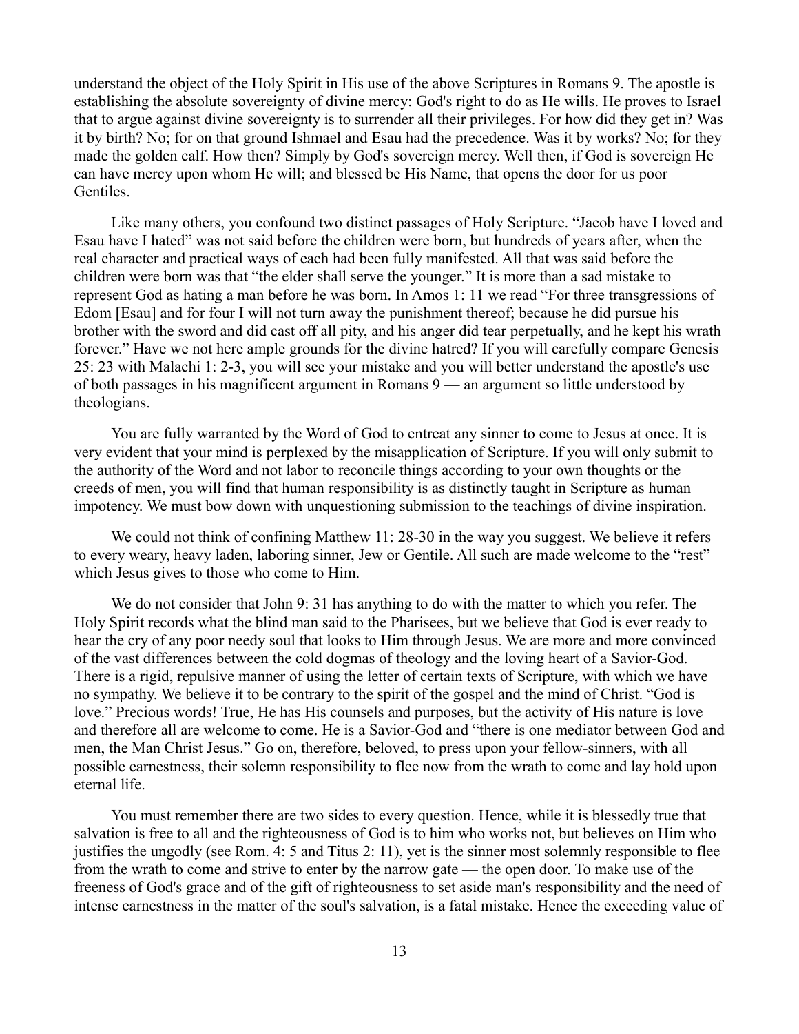understand the object of the Holy Spirit in His use of the above Scriptures in Romans 9. The apostle is establishing the absolute sovereignty of divine mercy: God's right to do as He wills. He proves to Israel that to argue against divine sovereignty is to surrender all their privileges. For how did they get in? Was it by birth? No; for on that ground Ishmael and Esau had the precedence. Was it by works? No; for they made the golden calf. How then? Simply by God's sovereign mercy. Well then, if God is sovereign He can have mercy upon whom He will; and blessed be His Name, that opens the door for us poor Gentiles.

Like many others, you confound two distinct passages of Holy Scripture. "Jacob have I loved and Esau have I hated" was not said before the children were born, but hundreds of years after, when the real character and practical ways of each had been fully manifested. All that was said before the children were born was that "the elder shall serve the younger." It is more than a sad mistake to represent God as hating a man before he was born. In Amos 1: 11 we read "For three transgressions of Edom [Esau] and for four I will not turn away the punishment thereof; because he did pursue his brother with the sword and did cast off all pity, and his anger did tear perpetually, and he kept his wrath forever." Have we not here ample grounds for the divine hatred? If you will carefully compare Genesis 25: 23 with Malachi 1: 2-3, you will see your mistake and you will better understand the apostle's use of both passages in his magnificent argument in Romans 9 — an argument so little understood by theologians.

You are fully warranted by the Word of God to entreat any sinner to come to Jesus at once. It is very evident that your mind is perplexed by the misapplication of Scripture. If you will only submit to the authority of the Word and not labor to reconcile things according to your own thoughts or the creeds of men, you will find that human responsibility is as distinctly taught in Scripture as human impotency. We must bow down with unquestioning submission to the teachings of divine inspiration.

We could not think of confining Matthew 11: 28-30 in the way you suggest. We believe it refers to every weary, heavy laden, laboring sinner, Jew or Gentile. All such are made welcome to the "rest" which Jesus gives to those who come to Him.

We do not consider that John 9: 31 has anything to do with the matter to which you refer. The Holy Spirit records what the blind man said to the Pharisees, but we believe that God is ever ready to hear the cry of any poor needy soul that looks to Him through Jesus. We are more and more convinced of the vast differences between the cold dogmas of theology and the loving heart of a Savior-God. There is a rigid, repulsive manner of using the letter of certain texts of Scripture, with which we have no sympathy. We believe it to be contrary to the spirit of the gospel and the mind of Christ. "God is love." Precious words! True, He has His counsels and purposes, but the activity of His nature is love and therefore all are welcome to come. He is a Savior-God and "there is one mediator between God and men, the Man Christ Jesus." Go on, therefore, beloved, to press upon your fellow-sinners, with all possible earnestness, their solemn responsibility to flee now from the wrath to come and lay hold upon eternal life.

You must remember there are two sides to every question. Hence, while it is blessedly true that salvation is free to all and the righteousness of God is to him who works not, but believes on Him who justifies the ungodly (see Rom. 4: 5 and Titus 2: 11), yet is the sinner most solemnly responsible to flee from the wrath to come and strive to enter by the narrow gate — the open door. To make use of the freeness of God's grace and of the gift of righteousness to set aside man's responsibility and the need of intense earnestness in the matter of the soul's salvation, is a fatal mistake. Hence the exceeding value of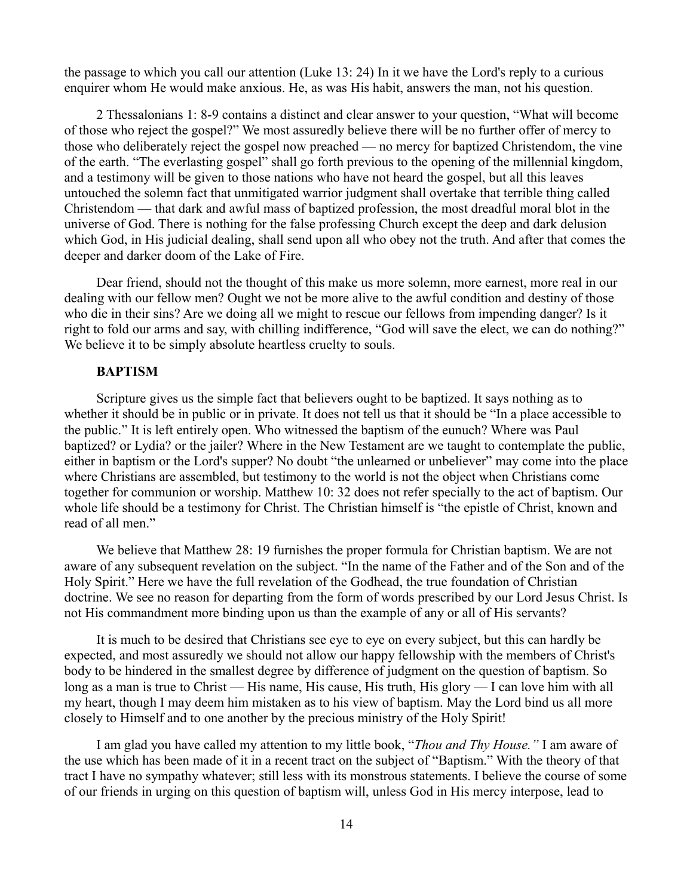the passage to which you call our attention (Luke 13: 24) In it we have the Lord's reply to a curious enquirer whom He would make anxious. He, as was His habit, answers the man, not his question.

2 Thessalonians 1: 8-9 contains a distinct and clear answer to your question, "What will become of those who reject the gospel?" We most assuredly believe there will be no further offer of mercy to those who deliberately reject the gospel now preached — no mercy for baptized Christendom, the vine of the earth. "The everlasting gospel" shall go forth previous to the opening of the millennial kingdom, and a testimony will be given to those nations who have not heard the gospel, but all this leaves untouched the solemn fact that unmitigated warrior judgment shall overtake that terrible thing called Christendom — that dark and awful mass of baptized profession, the most dreadful moral blot in the universe of God. There is nothing for the false professing Church except the deep and dark delusion which God, in His judicial dealing, shall send upon all who obey not the truth. And after that comes the deeper and darker doom of the Lake of Fire.

Dear friend, should not the thought of this make us more solemn, more earnest, more real in our dealing with our fellow men? Ought we not be more alive to the awful condition and destiny of those who die in their sins? Are we doing all we might to rescue our fellows from impending danger? Is it right to fold our arms and say, with chilling indifference, "God will save the elect, we can do nothing?" We believe it to be simply absolute heartless cruelty to souls.

### BAPTISM

Scripture gives us the simple fact that believers ought to be baptized. It says nothing as to whether it should be in public or in private. It does not tell us that it should be "In a place accessible to the public." It is left entirely open. Who witnessed the baptism of the eunuch? Where was Paul baptized? or Lydia? or the jailer? Where in the New Testament are we taught to contemplate the public, either in baptism or the Lord's supper? No doubt "the unlearned or unbeliever" may come into the place where Christians are assembled, but testimony to the world is not the object when Christians come together for communion or worship. Matthew 10: 32 does not refer specially to the act of baptism. Our whole life should be a testimony for Christ. The Christian himself is "the epistle of Christ, known and read of all men."

We believe that Matthew 28: 19 furnishes the proper formula for Christian baptism. We are not aware of any subsequent revelation on the subject. "In the name of the Father and of the Son and of the Holy Spirit." Here we have the full revelation of the Godhead, the true foundation of Christian doctrine. We see no reason for departing from the form of words prescribed by our Lord Jesus Christ. Is not His commandment more binding upon us than the example of any or all of His servants?

It is much to be desired that Christians see eye to eye on every subject, but this can hardly be expected, and most assuredly we should not allow our happy fellowship with the members of Christ's body to be hindered in the smallest degree by difference of judgment on the question of baptism. So long as a man is true to Christ — His name, His cause, His truth, His glory — I can love him with all my heart, though I may deem him mistaken as to his view of baptism. May the Lord bind us all more closely to Himself and to one another by the precious ministry of the Holy Spirit!

I am glad you have called my attention to my little book, "*Thou and Thy House.*" I am aware of the use which has been made of it in a recent tract on the subject of "Baptism." With the theory of that tract I have no sympathy whatever; still less with its monstrous statements. I believe the course of some of our friends in urging on this question of baptism will, unless God in His mercy interpose, lead to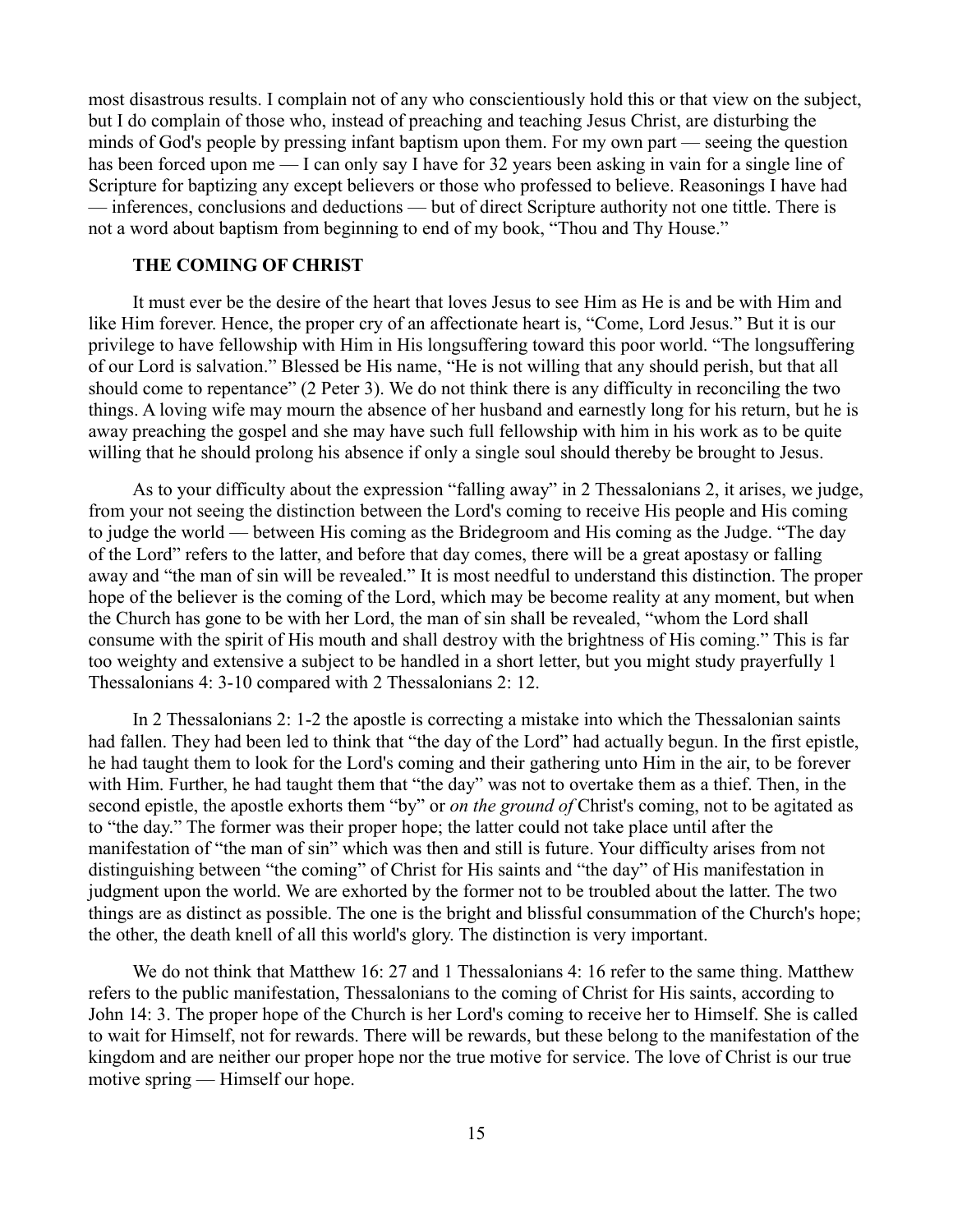most disastrous results. I complain not of any who conscientiously hold this or that view on the subject, but I do complain of those who, instead of preaching and teaching Jesus Christ, are disturbing the minds of God's people by pressing infant baptism upon them. For my own part — seeing the question has been forced upon me — I can only say I have for 32 years been asking in vain for a single line of Scripture for baptizing any except believers or those who professed to believe. Reasonings I have had — inferences, conclusions and deductions — but of direct Scripture authority not one tittle. There is not a word about baptism from beginning to end of my book, "Thou and Thy House."

### THE COMING OF CHRIST

It must ever be the desire of the heart that loves Jesus to see Him as He is and be with Him and like Him forever. Hence, the proper cry of an affectionate heart is, "Come, Lord Jesus." But it is our privilege to have fellowship with Him in His longsuffering toward this poor world. "The longsuffering of our Lord is salvation." Blessed be His name, "He is not willing that any should perish, but that all should come to repentance" (2 Peter 3). We do not think there is any difficulty in reconciling the two things. A loving wife may mourn the absence of her husband and earnestly long for his return, but he is away preaching the gospel and she may have such full fellowship with him in his work as to be quite willing that he should prolong his absence if only a single soul should thereby be brought to Jesus.

As to your difficulty about the expression "falling away" in 2 Thessalonians 2, it arises, we judge, from your not seeing the distinction between the Lord's coming to receive His people and His coming to judge the world — between His coming as the Bridegroom and His coming as the Judge. "The day of the Lord" refers to the latter, and before that day comes, there will be a great apostasy or falling away and "the man of sin will be revealed." It is most needful to understand this distinction. The proper hope of the believer is the coming of the Lord, which may be become reality at any moment, but when the Church has gone to be with her Lord, the man of sin shall be revealed, "whom the Lord shall consume with the spirit of His mouth and shall destroy with the brightness of His coming." This is far too weighty and extensive a subject to be handled in a short letter, but you might study prayerfully 1 Thessalonians 4: 3-10 compared with 2 Thessalonians 2: 12.

In 2 Thessalonians 2: 1-2 the apostle is correcting a mistake into which the Thessalonian saints had fallen. They had been led to think that "the day of the Lord" had actually begun. In the first epistle, he had taught them to look for the Lord's coming and their gathering unto Him in the air, to be forever with Him. Further, he had taught them that "the day" was not to overtake them as a thief. Then, in the second epistle, the apostle exhorts them "by" or *on the ground of* Christ's coming, not to be agitated as to "the day." The former was their proper hope; the latter could not take place until after the manifestation of "the man of sin" which was then and still is future. Your difficulty arises from not distinguishing between "the coming" of Christ for His saints and "the day" of His manifestation in judgment upon the world. We are exhorted by the former not to be troubled about the latter. The two things are as distinct as possible. The one is the bright and blissful consummation of the Church's hope; the other, the death knell of all this world's glory. The distinction is very important.

We do not think that Matthew 16: 27 and 1 Thessalonians 4: 16 refer to the same thing. Matthew refers to the public manifestation, Thessalonians to the coming of Christ for His saints, according to John 14: 3. The proper hope of the Church is her Lord's coming to receive her to Himself. She is called to wait for Himself, not for rewards. There will be rewards, but these belong to the manifestation of the kingdom and are neither our proper hope nor the true motive for service. The love of Christ is our true motive spring — Himself our hope.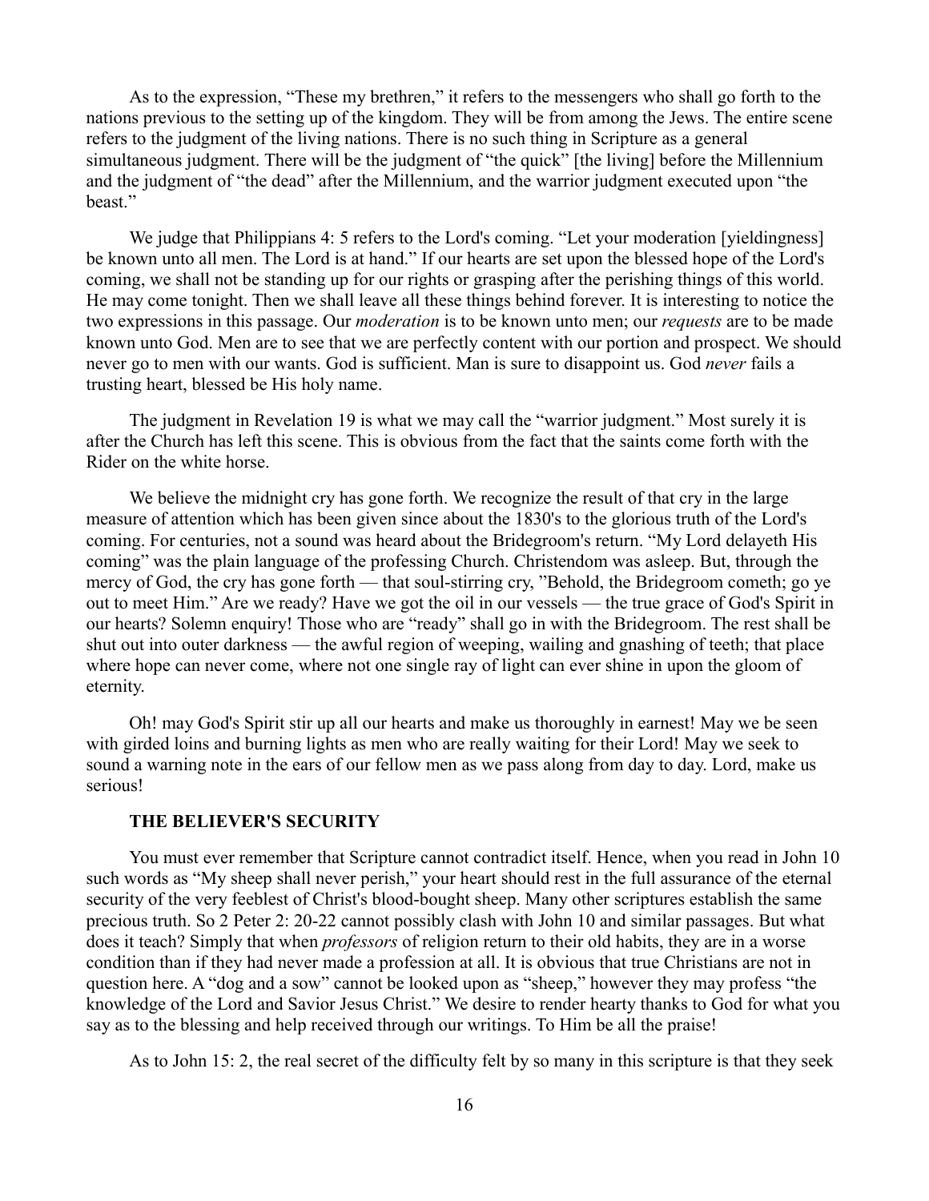As to the expression, “These my brethren,” it refers to the messengers who shall go forth to the nations previous to the setting up of the kingdom. They will be from among the Jews. The entire scene refers to the judgment of the living nations. There is no such thing in Scripture as a general simultaneous judgment. There will be the judgment of “the quick” [the living] before the Millennium and the judgment of “the dead” after the Millennium, and the warrior judgment executed upon “the beast.”

We judge that Philippians 4: 5 refers to the Lord's coming. “Let your moderation [yieldingness] be known unto all men. The Lord is at hand.” If our hearts are set upon the blessed hope of the Lord's coming, we shall not be standing up for our rights or grasping after the perishing things of this world. He may come tonight. Then we shall leave all these things behind forever. It is interesting to notice the two expressions in this passage. Our *moderation* is to be known unto men; our *requests* are to be made known unto God. Men are to see that we are perfectly content with our portion and prospect. We should never go to men with our wants. God is sufficient. Man is sure to disappoint us. God *never* fails a trusting heart, blessed be His holy name.

The judgment in Revelation 19 is what we may call the “warrior judgment.” Most surely it is after the Church has left this scene. This is obvious from the fact that the saints come forth with the Rider on the white horse.

We believe the midnight cry has gone forth. We recognize the result of that cry in the large measure of attention which has been given since about the 1830's to the glorious truth of the Lord's coming. For centuries, not a sound was heard about the Bridegroom's return. “My Lord delayeth His coming” was the plain language of the professing Church. Christendom was asleep. But, through the mercy of God, the cry has gone forth — that soul-stirring cry, ”Behold, the Bridegroom cometh; go ye out to meet Him.” Are we ready? Have we got the oil in our vessels — the true grace of God's Spirit in our hearts? Solemn enquiry! Those who are “ready” shall go in with the Bridegroom. The rest shall be shut out into outer darkness — the awful region of weeping, wailing and gnashing of teeth; that place where hope can never come, where not one single ray of light can ever shine in upon the gloom of eternity.

Oh! may God's Spirit stir up all our hearts and make us thoroughly in earnest! May we be seen with girded loins and burning lights as men who are really waiting for their Lord! May we seek to sound a warning note in the ears of our fellow men as we pass along from day to day. Lord, make us serious!

### THE BELIEVER'S SECURITY

You must ever remember that Scripture cannot contradict itself. Hence, when you read in John 10 such words as “My sheep shall never perish,” your heart should rest in the full assurance of the eternal security of the very feeblest of Christ's blood-bought sheep. Many other scriptures establish the same precious truth. So 2 Peter 2: 20-22 cannot possibly clash with John 10 and similar passages. But what does it teach? Simply that when *professors* of religion return to their old habits, they are in a worse condition than if they had never made a profession at all. It is obvious that true Christians are not in question here. A “dog and a sow” cannot be looked upon as “sheep,” however they may profess “the knowledge of the Lord and Savior Jesus Christ.” We desire to render hearty thanks to God for what you say as to the blessing and help received through our writings. To Him be all the praise!

As to John 15: 2, the real secret of the difficulty felt by so many in this scripture is that they seek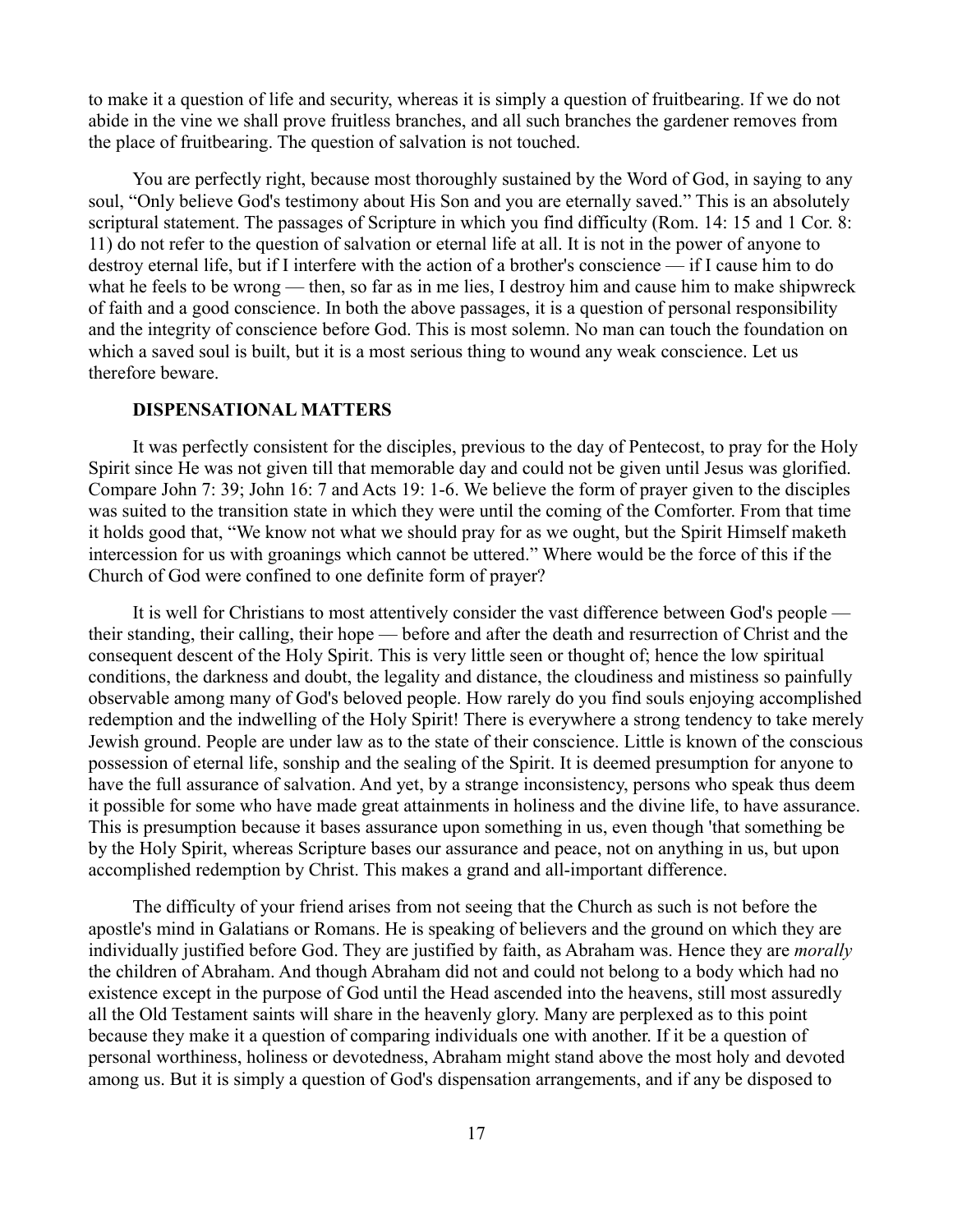to make it a question of life and security, whereas it is simply a question of fruitbearing. If we do not abide in the vine we shall prove fruitless branches, and all such branches the gardener removes from the place of fruitbearing. The question of salvation is not touched.

You are perfectly right, because most thoroughly sustained by the Word of God, in saying to any soul, "Only believe God's testimony about His Son and you are eternally saved." This is an absolutely scriptural statement. The passages of Scripture in which you find difficulty (Rom. 14: 15 and 1 Cor. 8: 11) do not refer to the question of salvation or eternal life at all. It is not in the power of anyone to destroy eternal life, but if I interfere with the action of a brother's conscience — if I cause him to do what he feels to be wrong — then, so far as in me lies, I destroy him and cause him to make shipwreck of faith and a good conscience. In both the above passages, it is a question of personal responsibility and the integrity of conscience before God. This is most solemn. No man can touch the foundation on which a saved soul is built, but it is a most serious thing to wound any weak conscience. Let us therefore beware.

### DISPENSATIONAL MATTERS

It was perfectly consistent for the disciples, previous to the day of Pentecost, to pray for the Holy Spirit since He was not given till that memorable day and could not be given until Jesus was glorified. Compare John 7: 39; John 16: 7 and Acts 19: 1-6. We believe the form of prayer given to the disciples was suited to the transition state in which they were until the coming of the Comforter. From that time it holds good that, "We know not what we should pray for as we ought, but the Spirit Himself maketh intercession for us with groanings which cannot be uttered." Where would be the force of this if the Church of God were confined to one definite form of prayer?

It is well for Christians to most attentively consider the vast difference between God's people — their standing, their calling, their hope — before and after the death and resurrection of Christ and the consequent descent of the Holy Spirit. This is very little seen or thought of; hence the low spiritual conditions, the darkness and doubt, the legality and distance, the cloudiness and mistiness so painfully observable among many of God's beloved people. How rarely do you find souls enjoying accomplished redemption and the indwelling of the Holy Spirit! There is everywhere a strong tendency to take merely Jewish ground. People are under law as to the state of their conscience. Little is known of the conscious possession of eternal life, sonship and the sealing of the Spirit. It is deemed presumption for anyone to have the full assurance of salvation. And yet, by a strange inconsistency, persons who speak thus deem it possible for some who have made great attainments in holiness and the divine life, to have assurance. This is presumption because it bases assurance upon something in us, even though 'that something be by the Holy Spirit, whereas Scripture bases our assurance and peace, not on anything in us, but upon accomplished redemption by Christ. This makes a grand and all-important difference.

The difficulty of your friend arises from not seeing that the Church as such is not before the apostle's mind in Galatians or Romans. He is speaking of believers and the ground on which they are individually justified before God. They are justified by faith, as Abraham was. Hence they are *morally* the children of Abraham. And though Abraham did not and could not belong to a body which had no existence except in the purpose of God until the Head ascended into the heavens, still most assuredly all the Old Testament saints will share in the heavenly glory. Many are perplexed as to this point because they make it a question of comparing individuals one with another. If it be a question of personal worthiness, holiness or devotedness, Abraham might stand above the most holy and devoted among us. But it is simply a question of God's dispensation arrangements, and if any be disposed to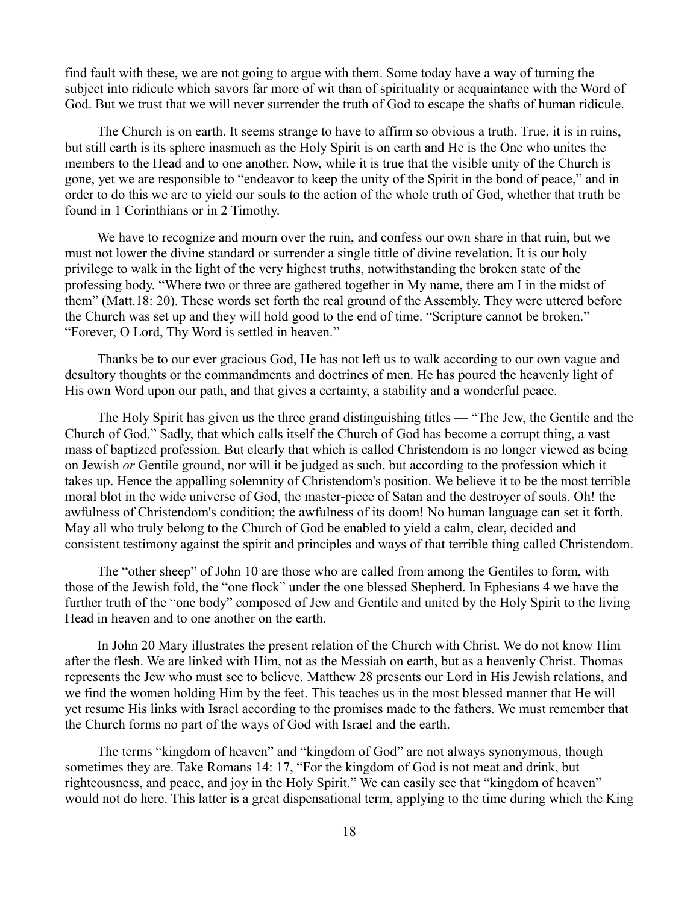find fault with these, we are not going to argue with them. Some today have a way of turning the subject into ridicule which savors far more of wit than of spirituality or acquaintance with the Word of God. But we trust that we will never surrender the truth of God to escape the shafts of human ridicule.

The Church is on earth. It seems strange to have to affirm so obvious a truth. True, it is in ruins, but still earth is its sphere inasmuch as the Holy Spirit is on earth and He is the One who unites the members to the Head and to one another. Now, while it is true that the visible unity of the Church is gone, yet we are responsible to "endeavor to keep the unity of the Spirit in the bond of peace," and in order to do this we are to yield our souls to the action of the whole truth of God, whether that truth be found in 1 Corinthians or in 2 Timothy.

We have to recognize and mourn over the ruin, and confess our own share in that ruin, but we must not lower the divine standard or surrender a single tittle of divine revelation. It is our holy privilege to walk in the light of the very highest truths, notwithstanding the broken state of the professing body. "Where two or three are gathered together in My name, there am I in the midst of them" (Matt.18: 20). These words set forth the real ground of the Assembly. They were uttered before the Church was set up and they will hold good to the end of time. "Scripture cannot be broken." "Forever, O Lord, Thy Word is settled in heaven."

Thanks be to our ever gracious God, He has not left us to walk according to our own vague and desultory thoughts or the commandments and doctrines of men. He has poured the heavenly light of His own Word upon our path, and that gives a certainty, a stability and a wonderful peace.

The Holy Spirit has given us the three grand distinguishing titles — "The Jew, the Gentile and the Church of God." Sadly, that which calls itself the Church of God has become a corrupt thing, a vast mass of baptized profession. But clearly that which is called Christendom is no longer viewed as being on Jewish *or* Gentile ground, nor will it be judged as such, but according to the profession which it takes up. Hence the appalling solemnity of Christendom's position. We believe it to be the most terrible moral blot in the wide universe of God, the master-piece of Satan and the destroyer of souls. Oh! the awfulness of Christendom's condition; the awfulness of its doom! No human language can set it forth. May all who truly belong to the Church of God be enabled to yield a calm, clear, decided and consistent testimony against the spirit and principles and ways of that terrible thing called Christendom.

The "other sheep" of John 10 are those who are called from among the Gentiles to form, with those of the Jewish fold, the "one flock" under the one blessed Shepherd. In Ephesians 4 we have the further truth of the "one body" composed of Jew and Gentile and united by the Holy Spirit to the living Head in heaven and to one another on the earth.

In John 20 Mary illustrates the present relation of the Church with Christ. We do not know Him after the flesh. We are linked with Him, not as the Messiah on earth, but as a heavenly Christ. Thomas represents the Jew who must see to believe. Matthew 28 presents our Lord in His Jewish relations, and we find the women holding Him by the feet. This teaches us in the most blessed manner that He will yet resume His links with Israel according to the promises made to the fathers. We must remember that the Church forms no part of the ways of God with Israel and the earth.

The terms "kingdom of heaven" and "kingdom of God" are not always synonymous, though sometimes they are. Take Romans 14: 17, "For the kingdom of God is not meat and drink, but righteousness, and peace, and joy in the Holy Spirit." We can easily see that "kingdom of heaven" would not do here. This latter is a great dispensational term, applying to the time during which the King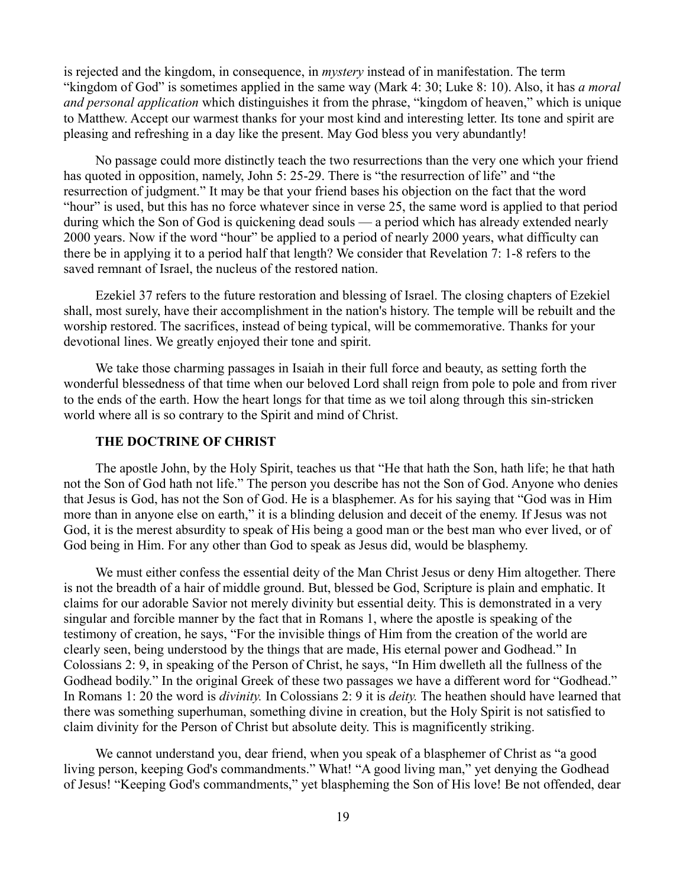is rejected and the kingdom, in consequence, in *mystery* instead of in manifestation. The term "kingdom of God" is sometimes applied in the same way (Mark 4: 30; Luke 8: 10). Also, it has *a moral and personal application* which distinguishes it from the phrase, "kingdom of heaven," which is unique to Matthew. Accept our warmest thanks for your most kind and interesting letter. Its tone and spirit are pleasing and refreshing in a day like the present. May God bless you very abundantly!

No passage could more distinctly teach the two resurrections than the very one which your friend has quoted in opposition, namely, John 5: 25-29. There is "the resurrection of life" and "the resurrection of judgment." It may be that your friend bases his objection on the fact that the word "hour" is used, but this has no force whatever since in verse 25, the same word is applied to that period during which the Son of God is quickening dead souls — a period which has already extended nearly 2000 years. Now if the word "hour" be applied to a period of nearly 2000 years, what difficulty can there be in applying it to a period half that length? We consider that Revelation 7: 1-8 refers to the saved remnant of Israel, the nucleus of the restored nation.

Ezekiel 37 refers to the future restoration and blessing of Israel. The closing chapters of Ezekiel shall, most surely, have their accomplishment in the nation's history. The temple will be rebuilt and the worship restored. The sacrifices, instead of being typical, will be commemorative. Thanks for your devotional lines. We greatly enjoyed their tone and spirit.

We take those charming passages in Isaiah in their full force and beauty, as setting forth the wonderful blessedness of that time when our beloved Lord shall reign from pole to pole and from river to the ends of the earth. How the heart longs for that time as we toil along through this sin-stricken world where all is so contrary to the Spirit and mind of Christ.

### THE DOCTRINE OF CHRIST

The apostle John, by the Holy Spirit, teaches us that "He that hath the Son, hath life; he that hath not the Son of God hath not life." The person you describe has not the Son of God. Anyone who denies that Jesus is God, has not the Son of God. He is a blasphemer. As for his saying that "God was in Him more than in anyone else on earth," it is a blinding delusion and deceit of the enemy. If Jesus was not God, it is the merest absurdity to speak of His being a good man or the best man who ever lived, or of God being in Him. For any other than God to speak as Jesus did, would be blasphemy.

We must either confess the essential deity of the Man Christ Jesus or deny Him altogether. There is not the breadth of a hair of middle ground. But, blessed be God, Scripture is plain and emphatic. It claims for our adorable Savior not merely divinity but essential deity. This is demonstrated in a very singular and forcible manner by the fact that in Romans 1, where the apostle is speaking of the testimony of creation, he says, "For the invisible things of Him from the creation of the world are clearly seen, being understood by the things that are made, His eternal power and Godhead." In Colossians 2: 9, in speaking of the Person of Christ, he says, "In Him dwelleth all the fullness of the Godhead bodily." In the original Greek of these two passages we have a different word for "Godhead." In Romans 1: 20 the word is *divinity.* In Colossians 2: 9 it is *deity.* The heathen should have learned that there was something superhuman, something divine in creation, but the Holy Spirit is not satisfied to claim divinity for the Person of Christ but absolute deity. This is magnificently striking.

We cannot understand you, dear friend, when you speak of a blasphemer of Christ as "a good living person, keeping God's commandments." What! "A good living man," yet denying the Godhead of Jesus! "Keeping God's commandments," yet blaspheming the Son of His love! Be not offended, dear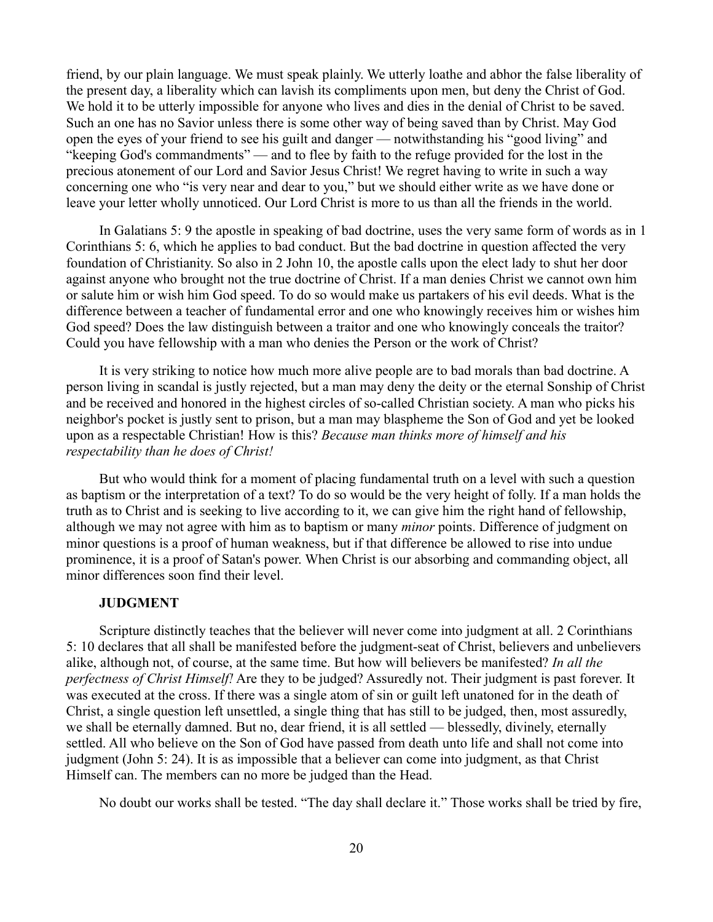friend, by our plain language. We must speak plainly. We utterly loathe and abhor the false liberality of the present day, a liberality which can lavish its compliments upon men, but deny the Christ of God. We hold it to be utterly impossible for anyone who lives and dies in the denial of Christ to be saved. Such an one has no Savior unless there is some other way of being saved than by Christ. May God open the eyes of your friend to see his guilt and danger — notwithstanding his "good living" and "keeping God's commandments" — and to flee by faith to the refuge provided for the lost in the precious atonement of our Lord and Savior Jesus Christ! We regret having to write in such a way concerning one who "is very near and dear to you," but we should either write as we have done or leave your letter wholly unnoticed. Our Lord Christ is more to us than all the friends in the world.

In Galatians 5: 9 the apostle in speaking of bad doctrine, uses the very same form of words as in 1 Corinthians 5: 6, which he applies to bad conduct. But the bad doctrine in question affected the very foundation of Christianity. So also in 2 John 10, the apostle calls upon the elect lady to shut her door against anyone who brought not the true doctrine of Christ. If a man denies Christ we cannot own him or salute him or wish him God speed. To do so would make us partakers of his evil deeds. What is the difference between a teacher of fundamental error and one who knowingly receives him or wishes him God speed? Does the law distinguish between a traitor and one who knowingly conceals the traitor? Could you have fellowship with a man who denies the Person or the work of Christ?

It is very striking to notice how much more alive people are to bad morals than bad doctrine. A person living in scandal is justly rejected, but a man may deny the deity or the eternal Sonship of Christ and be received and honored in the highest circles of so-called Christian society. A man who picks his neighbor's pocket is justly sent to prison, but a man may blaspheme the Son of God and yet be looked upon as a respectable Christian! How is this? *Because man thinks more of himself and his respectability than he does of Christ!*

But who would think for a moment of placing fundamental truth on a level with such a question as baptism or the interpretation of a text? To do so would be the very height of folly. If a man holds the truth as to Christ and is seeking to live according to it, we can give him the right hand of fellowship, although we may not agree with him as to baptism or many *minor* points. Difference of judgment on minor questions is a proof of human weakness, but if that difference be allowed to rise into undue prominence, it is a proof of Satan's power. When Christ is our absorbing and commanding object, all minor differences soon find their level.

**JUDGMENT**

Scripture distinctly teaches that the believer will never come into judgment at all. 2 Corinthians 5: 10 declares that all shall be manifested before the judgment-seat of Christ, believers and unbelievers alike, although not, of course, at the same time. But how will believers be manifested? *In all the perfectness of Christ Himself!* Are they to be judged? Assuredly not. Their judgment is past forever. It was executed at the cross. If there was a single atom of sin or guilt left unatoned for in the death of Christ, a single question left unsettled, a single thing that has still to be judged, then, most assuredly, we shall be eternally damned. But no, dear friend, it is all settled — blessedly, divinely, eternally settled. All who believe on the Son of God have passed from death unto life and shall not come into judgment (John 5: 24). It is as impossible that a believer can come into judgment, as that Christ Himself can. The members can no more be judged than the Head.

No doubt our works shall be tested. "The day shall declare it." Those works shall be tried by fire,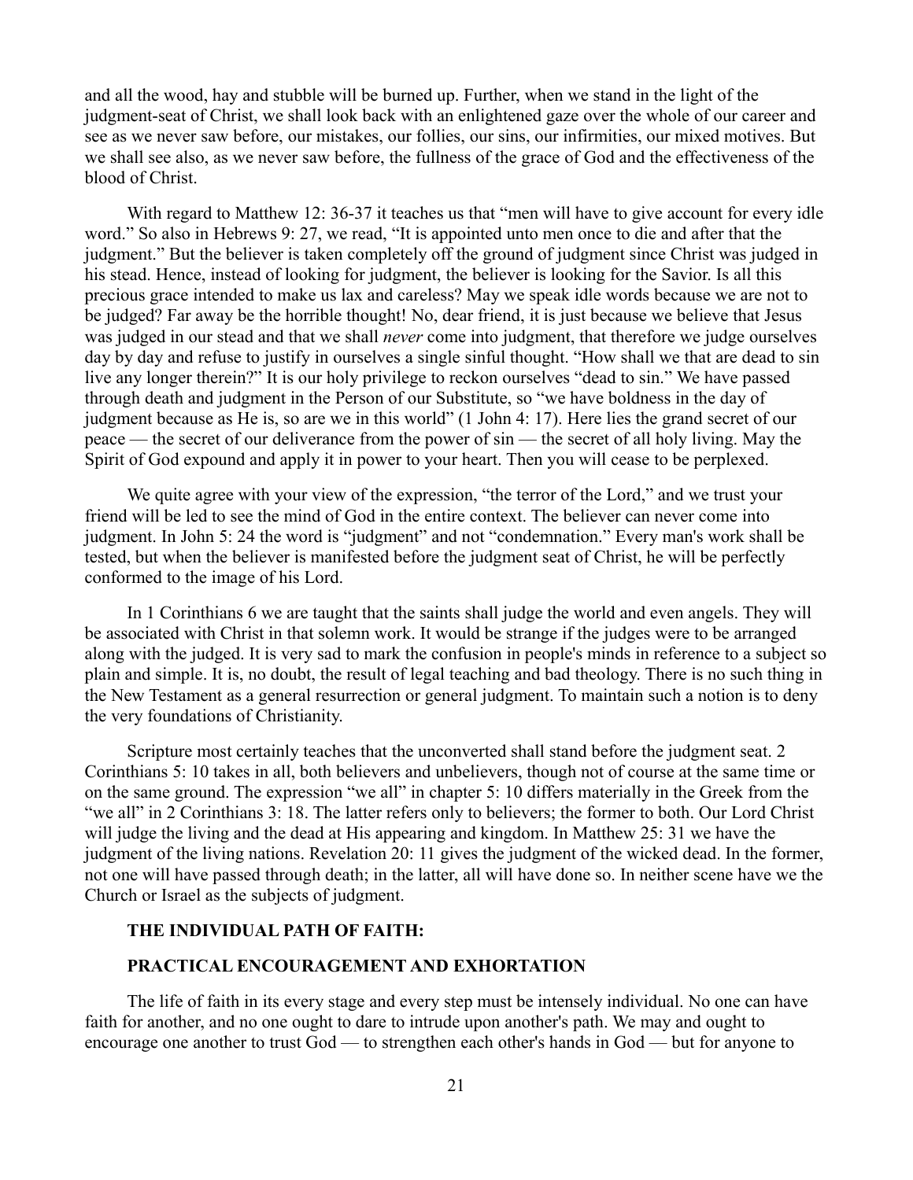and all the wood, hay and stubble will be burned up. Further, when we stand in the light of the judgment-seat of Christ, we shall look back with an enlightened gaze over the whole of our career and see as we never saw before, our mistakes, our follies, our sins, our infirmities, our mixed motives. But we shall see also, as we never saw before, the fullness of the grace of God and the effectiveness of the blood of Christ.

With regard to Matthew 12: 36-37 it teaches us that "men will have to give account for every idle word." So also in Hebrews 9: 27, we read, "It is appointed unto men once to die and after that the judgment." But the believer is taken completely off the ground of judgment since Christ was judged in his stead. Hence, instead of looking for judgment, the believer is looking for the Savior. Is all this precious grace intended to make us lax and careless? May we speak idle words because we are not to be judged? Far away be the horrible thought! No, dear friend, it is just because we believe that Jesus was judged in our stead and that we shall *never* come into judgment, that therefore we judge ourselves day by day and refuse to justify in ourselves a single sinful thought. "How shall we that are dead to sin live any longer therein?" It is our holy privilege to reckon ourselves "dead to sin." We have passed through death and judgment in the Person of our Substitute, so "we have boldness in the day of judgment because as He is, so are we in this world" (1 John 4: 17). Here lies the grand secret of our peace — the secret of our deliverance from the power of sin — the secret of all holy living. May the Spirit of God expound and apply it in power to your heart. Then you will cease to be perplexed.

We quite agree with your view of the expression, "the terror of the Lord," and we trust your friend will be led to see the mind of God in the entire context. The believer can never come into judgment. In John 5: 24 the word is "judgment" and not "condemnation." Every man's work shall be tested, but when the believer is manifested before the judgment seat of Christ, he will be perfectly conformed to the image of his Lord.

In 1 Corinthians 6 we are taught that the saints shall judge the world and even angels. They will be associated with Christ in that solemn work. It would be strange if the judges were to be arranged along with the judged. It is very sad to mark the confusion in people's minds in reference to a subject so plain and simple. It is, no doubt, the result of legal teaching and bad theology. There is no such thing in the New Testament as a general resurrection or general judgment. To maintain such a notion is to deny the very foundations of Christianity.

Scripture most certainly teaches that the unconverted shall stand before the judgment seat. 2 Corinthians 5: 10 takes in all, both believers and unbelievers, though not of course at the same time or on the same ground. The expression "we all" in chapter 5: 10 differs materially in the Greek from the "we all" in 2 Corinthians 3: 18. The latter refers only to believers; the former to both. Our Lord Christ will judge the living and the dead at His appearing and kingdom. In Matthew 25: 31 we have the judgment of the living nations. Revelation 20: 11 gives the judgment of the wicked dead. In the former, not one will have passed through death; in the latter, all will have done so. In neither scene have we the Church or Israel as the subjects of judgment.

## THE INDIVIDUAL PATH OF FAITH:

## PRACTICAL ENCOURAGEMENT AND EXHORTATION

The life of faith in its every stage and every step must be intensely individual. No one can have faith for another, and no one ought to dare to intrude upon another's path. We may and ought to encourage one another to trust God — to strengthen each other's hands in God — but for anyone to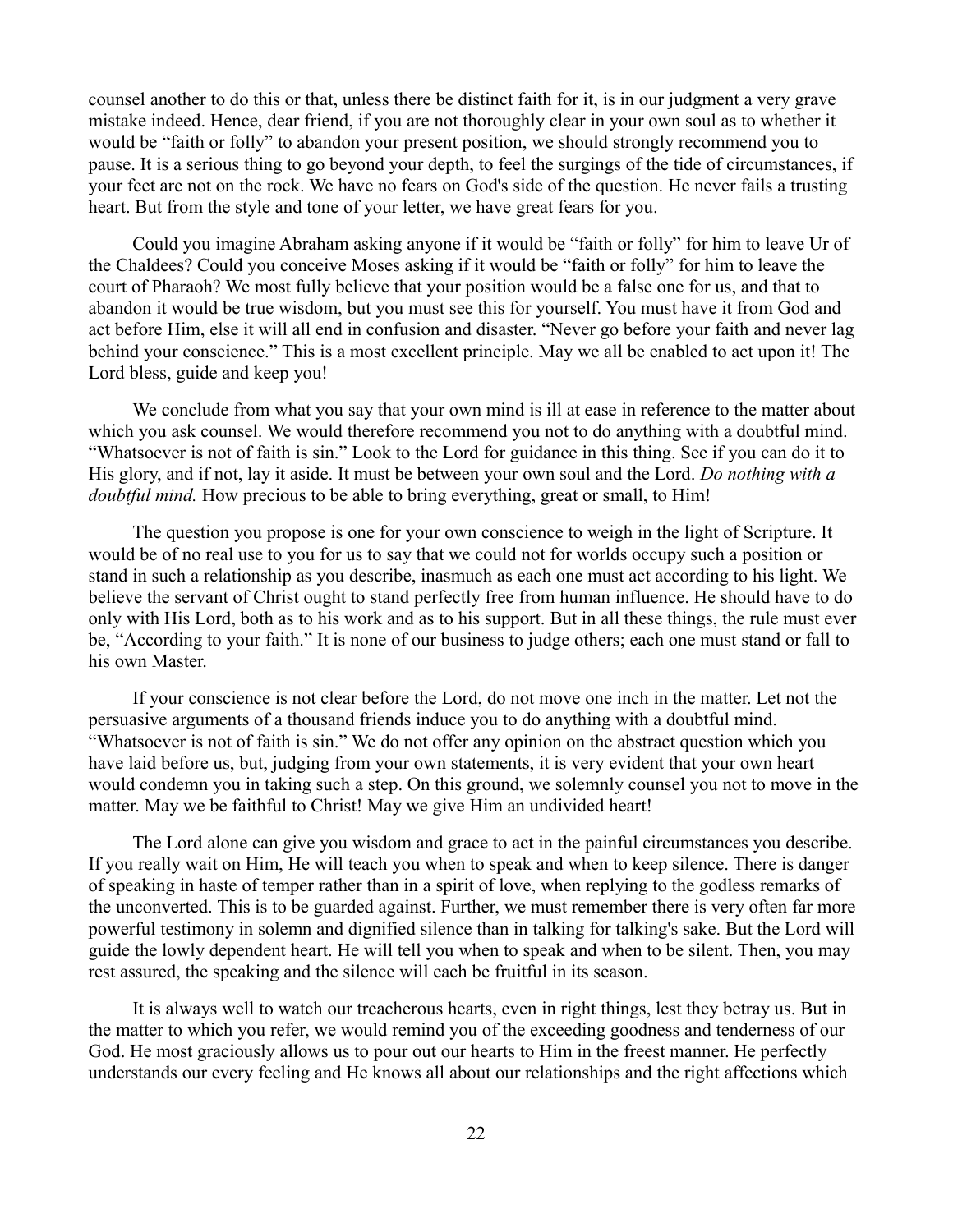counsel another to do this or that, unless there be distinct faith for it, is in our judgment a very grave mistake indeed. Hence, dear friend, if you are not thoroughly clear in your own soul as to whether it would be "faith or folly" to abandon your present position, we should strongly recommend you to pause. It is a serious thing to go beyond your depth, to feel the surgings of the tide of circumstances, if your feet are not on the rock. We have no fears on God's side of the question. He never fails a trusting heart. But from the style and tone of your letter, we have great fears for you.

Could you imagine Abraham asking anyone if it would be "faith or folly" for him to leave Ur of the Chaldees? Could you conceive Moses asking if it would be "faith or folly" for him to leave the court of Pharaoh? We most fully believe that your position would be a false one for us, and that to abandon it would be true wisdom, but you must see this for yourself. You must have it from God and act before Him, else it will all end in confusion and disaster. "Never go before your faith and never lag behind your conscience." This is a most excellent principle. May we all be enabled to act upon it! The Lord bless, guide and keep you!

We conclude from what you say that your own mind is ill at ease in reference to the matter about which you ask counsel. We would therefore recommend you not to do anything with a doubtful mind. "Whatsoever is not of faith is sin." Look to the Lord for guidance in this thing. See if you can do it to His glory, and if not, lay it aside. It must be between your own soul and the Lord. *Do nothing with a doubtful mind.* How precious to be able to bring everything, great or small, to Him!

The question you propose is one for your own conscience to weigh in the light of Scripture. It would be of no real use to you for us to say that we could not for worlds occupy such a position or stand in such a relationship as you describe, inasmuch as each one must act according to his light. We believe the servant of Christ ought to stand perfectly free from human influence. He should have to do only with His Lord, both as to his work and as to his support. But in all these things, the rule must ever be, "According to your faith." It is none of our business to judge others; each one must stand or fall to his own Master.

If your conscience is not clear before the Lord, do not move one inch in the matter. Let not the persuasive arguments of a thousand friends induce you to do anything with a doubtful mind. "Whatsoever is not of faith is sin." We do not offer any opinion on the abstract question which you have laid before us, but, judging from your own statements, it is very evident that your own heart would condemn you in taking such a step. On this ground, we solemnly counsel you not to move in the matter. May we be faithful to Christ! May we give Him an undivided heart!

The Lord alone can give you wisdom and grace to act in the painful circumstances you describe. If you really wait on Him, He will teach you when to speak and when to keep silence. There is danger of speaking in haste of temper rather than in a spirit of love, when replying to the godless remarks of the unconverted. This is to be guarded against. Further, we must remember there is very often far more powerful testimony in solemn and dignified silence than in talking for talking's sake. But the Lord will guide the lowly dependent heart. He will tell you when to speak and when to be silent. Then, you may rest assured, the speaking and the silence will each be fruitful in its season.

It is always well to watch our treacherous hearts, even in right things, lest they betray us. But in the matter to which you refer, we would remind you of the exceeding goodness and tenderness of our God. He most graciously allows us to pour out our hearts to Him in the freest manner. He perfectly understands our every feeling and He knows all about our relationships and the right affections which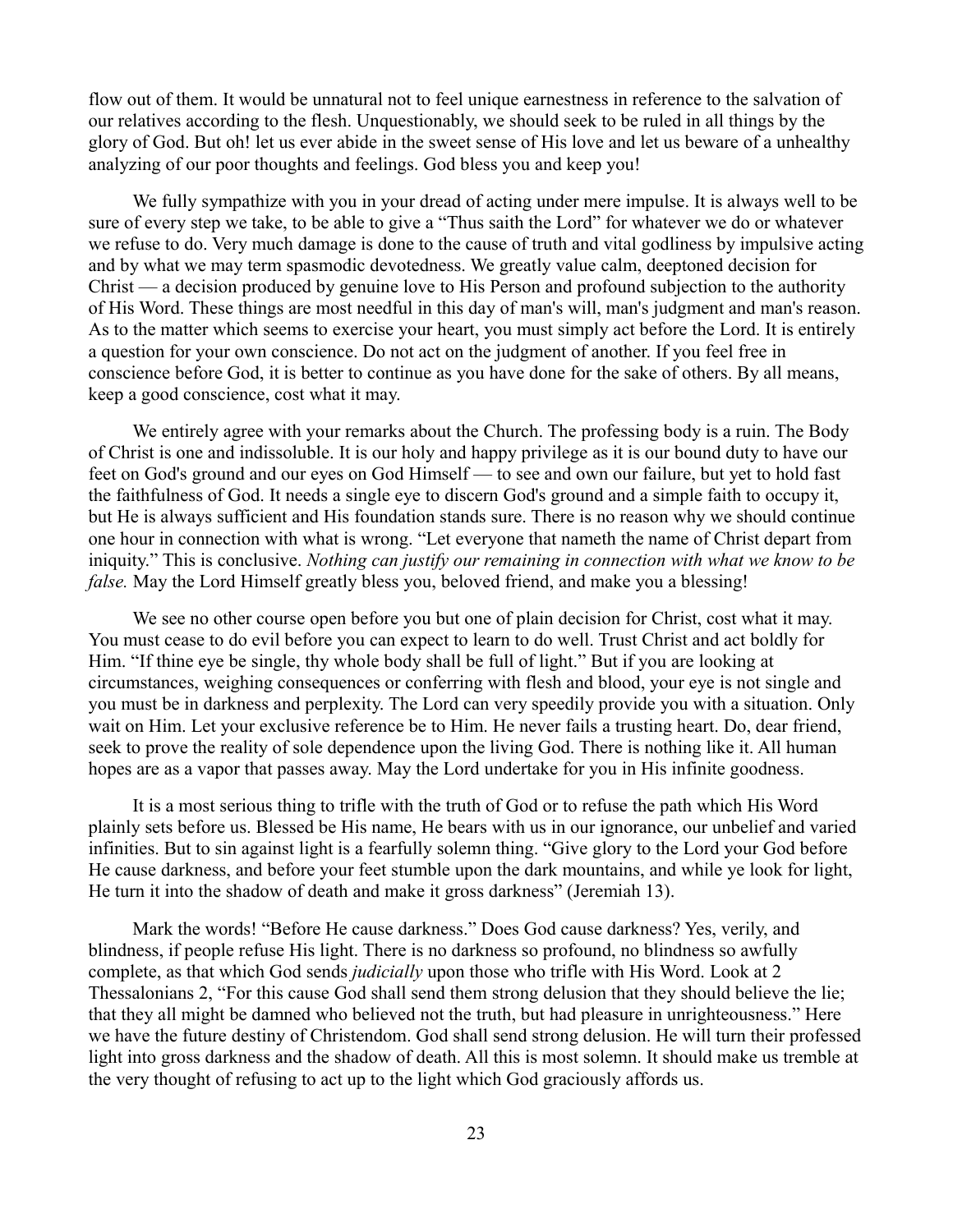flow out of them. It would be unnatural not to feel unique earnestness in reference to the salvation of our relatives according to the flesh. Unquestionably, we should seek to be ruled in all things by the glory of God. But oh! let us ever abide in the sweet sense of His love and let us beware of a unhealthy analyzing of our poor thoughts and feelings. God bless you and keep you!

We fully sympathize with you in your dread of acting under mere impulse. It is always well to be sure of every step we take, to be able to give a "Thus saith the Lord" for whatever we do or whatever we refuse to do. Very much damage is done to the cause of truth and vital godliness by impulsive acting and by what we may term spasmodic devotedness. We greatly value calm, deeptoned decision for Christ — a decision produced by genuine love to His Person and profound subjection to the authority of His Word. These things are most needful in this day of man's will, man's judgment and man's reason. As to the matter which seems to exercise your heart, you must simply act before the Lord. It is entirely a question for your own conscience. Do not act on the judgment of another. If you feel free in conscience before God, it is better to continue as you have done for the sake of others. By all means, keep a good conscience, cost what it may.

We entirely agree with your remarks about the Church. The professing body is a ruin. The Body of Christ is one and indissoluble. It is our holy and happy privilege as it is our bound duty to have our feet on God's ground and our eyes on God Himself — to see and own our failure, but yet to hold fast the faithfulness of God. It needs a single eye to discern God's ground and a simple faith to occupy it, but He is always sufficient and His foundation stands sure. There is no reason why we should continue one hour in connection with what is wrong. "Let everyone that nameth the name of Christ depart from iniquity." This is conclusive. *Nothing can justify our remaining in connection with what we know to be false.* May the Lord Himself greatly bless you, beloved friend, and make you a blessing!

We see no other course open before you but one of plain decision for Christ, cost what it may. You must cease to do evil before you can expect to learn to do well. Trust Christ and act boldly for Him. "If thine eye be single, thy whole body shall be full of light." But if you are looking at circumstances, weighing consequences or conferring with flesh and blood, your eye is not single and you must be in darkness and perplexity. The Lord can very speedily provide you with a situation. Only wait on Him. Let your exclusive reference be to Him. He never fails a trusting heart. Do, dear friend, seek to prove the reality of sole dependence upon the living God. There is nothing like it. All human hopes are as a vapor that passes away. May the Lord undertake for you in His infinite goodness.

It is a most serious thing to trifle with the truth of God or to refuse the path which His Word plainly sets before us. Blessed be His name, He bears with us in our ignorance, our unbelief and varied infinities. But to sin against light is a fearfully solemn thing. "Give glory to the Lord your God before He cause darkness, and before your feet stumble upon the dark mountains, and while ye look for light, He turn it into the shadow of death and make it gross darkness" (Jeremiah 13).

Mark the words! "Before He cause darkness." Does God cause darkness? Yes, verily, and blindness, if people refuse His light. There is no darkness so profound, no blindness so awfully complete, as that which God sends *judicially* upon those who trifle with His Word. Look at 2 Thessalonians 2, "For this cause God shall send them strong delusion that they should believe the lie; that they all might be damned who believed not the truth, but had pleasure in unrighteousness." Here we have the future destiny of Christendom. God shall send strong delusion. He will turn their professed light into gross darkness and the shadow of death. All this is most solemn. It should make us tremble at the very thought of refusing to act up to the light which God graciously affords us.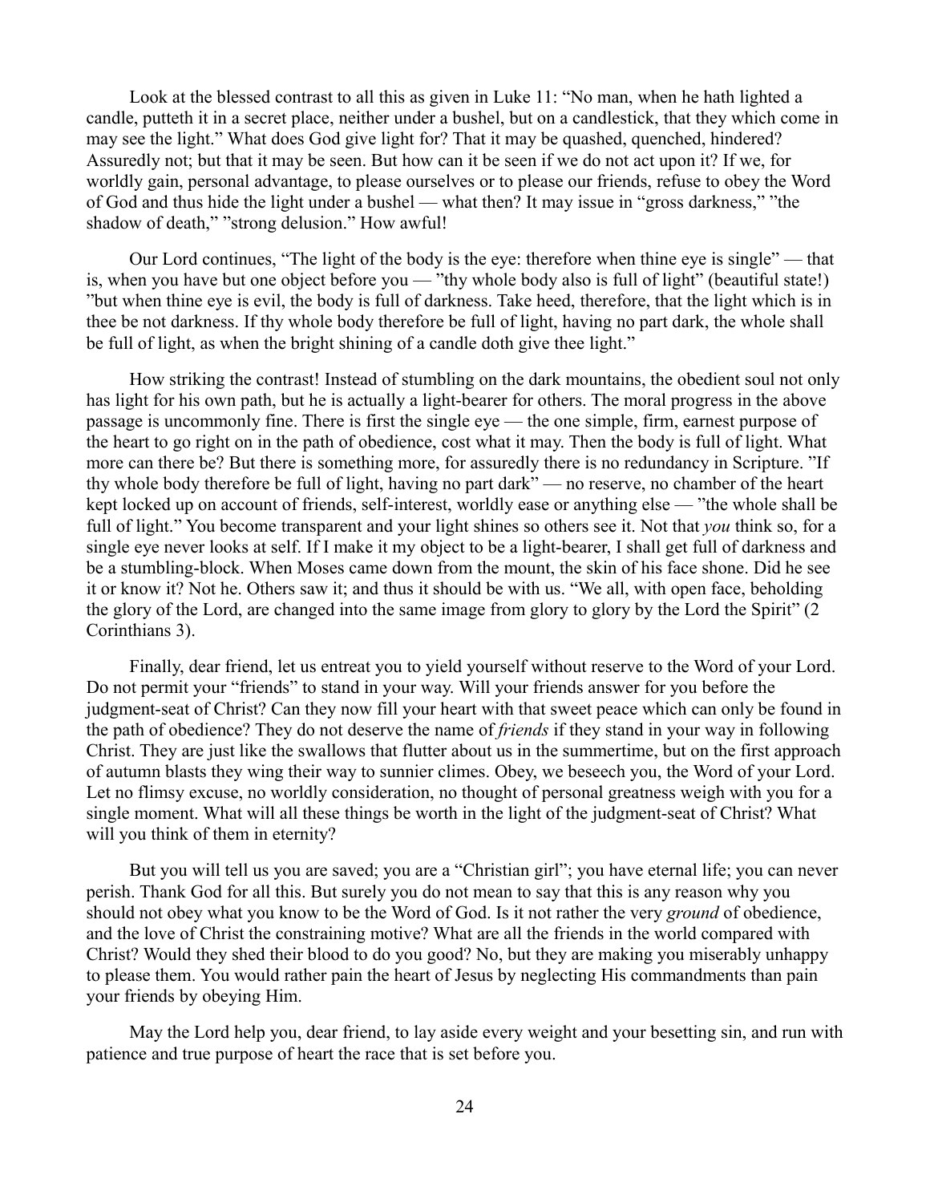Look at the blessed contrast to all this as given in Luke 11: "No man, when he hath lighted a candle, putteth it in a secret place, neither under a bushel, but on a candlestick, that they which come in may see the light." What does God give light for? That it may be quashed, quenched, hindered? Assuredly not; but that it may be seen. But how can it be seen if we do not act upon it? If we, for worldly gain, personal advantage, to please ourselves or to please our friends, refuse to obey the Word of God and thus hide the light under a bushel — what then? It may issue in "gross darkness," "the shadow of death," "strong delusion." How awful!

Our Lord continues, "The light of the body is the eye: therefore when thine eye is single" — that is, when you have but one object before you — "thy whole body also is full of light" (beautiful state!) "but when thine eye is evil, the body is full of darkness. Take heed, therefore, that the light which is in thee be not darkness. If thy whole body therefore be full of light, having no part dark, the whole shall be full of light, as when the bright shining of a candle doth give thee light."

How striking the contrast! Instead of stumbling on the dark mountains, the obedient soul not only has light for his own path, but he is actually a light-bearer for others. The moral progress in the above passage is uncommonly fine. There is first the single eye — the one simple, firm, earnest purpose of the heart to go right on in the path of obedience, cost what it may. Then the body is full of light. What more can there be? But there is something more, for assuredly there is no redundancy in Scripture. "If thy whole body therefore be full of light, having no part dark" — no reserve, no chamber of the heart kept locked up on account of friends, self-interest, worldly ease or anything else — "the whole shall be full of light." You become transparent and your light shines so others see it. Not that *you* think so, for a single eye never looks at self. If I make it my object to be a light-bearer, I shall get full of darkness and be a stumbling-block. When Moses came down from the mount, the skin of his face shone. Did he see it or know it? Not he. Others saw it; and thus it should be with us. "We all, with open face, beholding the glory of the Lord, are changed into the same image from glory to glory by the Lord the Spirit" (2 Corinthians 3).

Finally, dear friend, let us entreat you to yield yourself without reserve to the Word of your Lord. Do not permit your "friends" to stand in your way. Will your friends answer for you before the judgment-seat of Christ? Can they now fill your heart with that sweet peace which can only be found in the path of obedience? They do not deserve the name of *friends* if they stand in your way in following Christ. They are just like the swallows that flutter about us in the summertime, but on the first approach of autumn blasts they wing their way to sunnier climes. Obey, we beseech you, the Word of your Lord. Let no flimsy excuse, no worldly consideration, no thought of personal greatness weigh with you for a single moment. What will all these things be worth in the light of the judgment-seat of Christ? What will you think of them in eternity?

But you will tell us you are saved; you are a "Christian girl"; you have eternal life; you can never perish. Thank God for all this. But surely you do not mean to say that this is any reason why you should not obey what you know to be the Word of God. Is it not rather the very *ground* of obedience, and the love of Christ the constraining motive? What are all the friends in the world compared with Christ? Would they shed their blood to do you good? No, but they are making you miserably unhappy to please them. You would rather pain the heart of Jesus by neglecting His commandments than pain your friends by obeying Him.

May the Lord help you, dear friend, to lay aside every weight and your besetting sin, and run with patience and true purpose of heart the race that is set before you.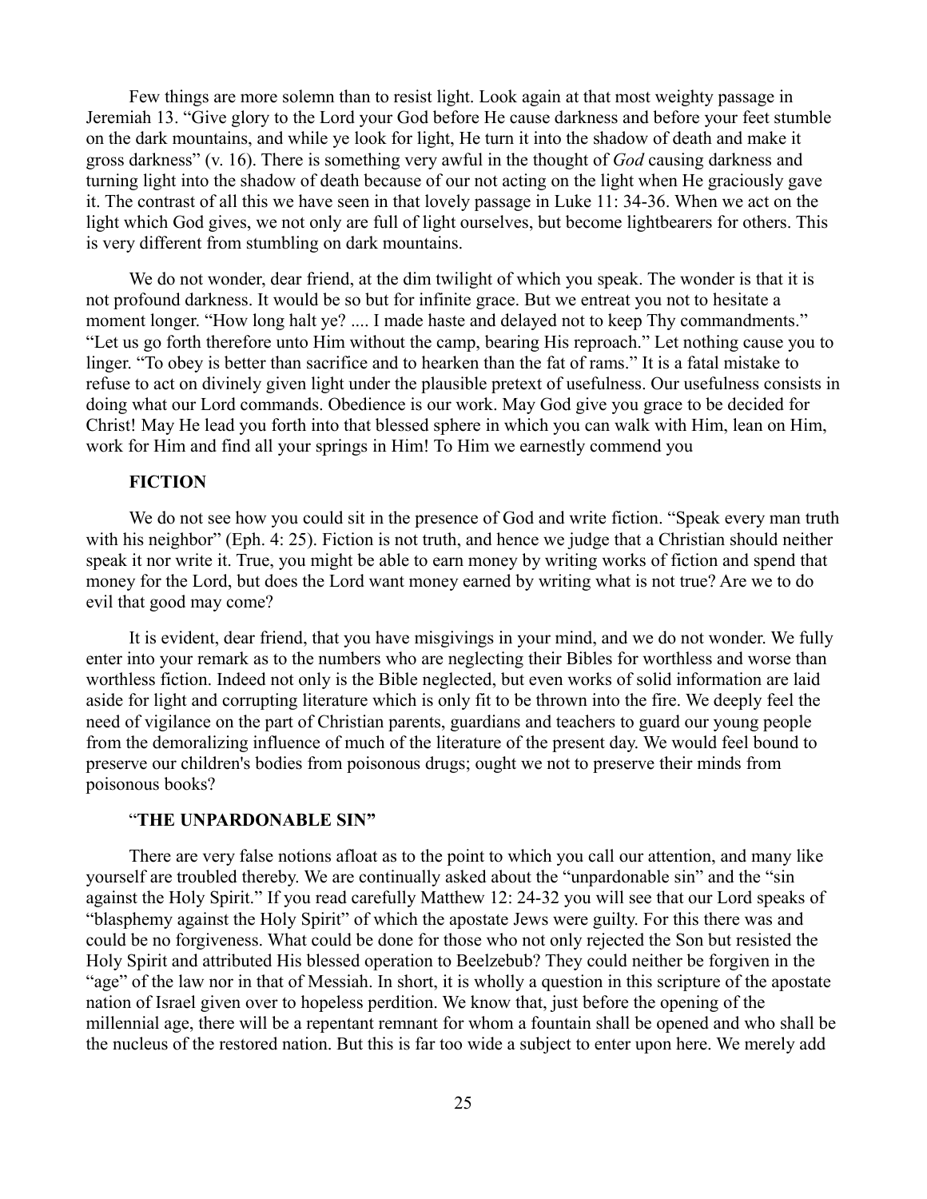Few things are more solemn than to resist light. Look again at that most weighty passage in Jeremiah 13. “Give glory to the Lord your God before He cause darkness and before your feet stumble on the dark mountains, and while ye look for light, He turn it into the shadow of death and make it gross darkness” (v. 16). There is something very awful in the thought of *God* causing darkness and turning light into the shadow of death because of our not acting on the light when He graciously gave it. The contrast of all this we have seen in that lovely passage in Luke 11: 34-36. When we act on the light which God gives, we not only are full of light ourselves, but become lightbearers for others. This is very different from stumbling on dark mountains.

We do not wonder, dear friend, at the dim twilight of which you speak. The wonder is that it is not profound darkness. It would be so but for infinite grace. But we entreat you not to hesitate a moment longer. “How long halt ye? .... I made haste and delayed not to keep Thy commandments.” “Let us go forth therefore unto Him without the camp, bearing His reproach.” Let nothing cause you to linger. “To obey is better than sacrifice and to hearken than the fat of rams.” It is a fatal mistake to refuse to act on divinely given light under the plausible pretext of usefulness. Our usefulness consists in doing what our Lord commands. Obedience is our work. May God give you grace to be decided for Christ! May He lead you forth into that blessed sphere in which you can walk with Him, lean on Him, work for Him and find all your springs in Him! To Him we earnestly commend you

### FICTION

We do not see how you could sit in the presence of God and write fiction. “Speak every man truth with his neighbor” (Eph. 4: 25). Fiction is not truth, and hence we judge that a Christian should neither speak it nor write it. True, you might be able to earn money by writing works of fiction and spend that money for the Lord, but does the Lord want money earned by writing what is not true? Are we to do evil that good may come?

It is evident, dear friend, that you have misgivings in your mind, and we do not wonder. We fully enter into your remark as to the numbers who are neglecting their Bibles for worthless and worse than worthless fiction. Indeed not only is the Bible neglected, but even works of solid information are laid aside for light and corrupting literature which is only fit to be thrown into the fire. We deeply feel the need of vigilance on the part of Christian parents, guardians and teachers to guard our young people from the demoralizing influence of much of the literature of the present day. We would feel bound to preserve our children's bodies from poisonous drugs; ought we not to preserve their minds from poisonous books?

### “THE UNPARDONABLE SIN”

There are very false notions afloat as to the point to which you call our attention, and many like yourself are troubled thereby. We are continually asked about the “unpardonable sin” and the “sin against the Holy Spirit.” If you read carefully Matthew 12: 24-32 you will see that our Lord speaks of “blasphemy against the Holy Spirit” of which the apostate Jews were guilty. For this there was and could be no forgiveness. What could be done for those who not only rejected the Son but resisted the Holy Spirit and attributed His blessed operation to Beelzebub? They could neither be forgiven in the “age” of the law nor in that of Messiah. In short, it is wholly a question in this scripture of the apostate nation of Israel given over to hopeless perdition. We know that, just before the opening of the millennial age, there will be a repentant remnant for whom a fountain shall be opened and who shall be the nucleus of the restored nation. But this is far too wide a subject to enter upon here. We merely add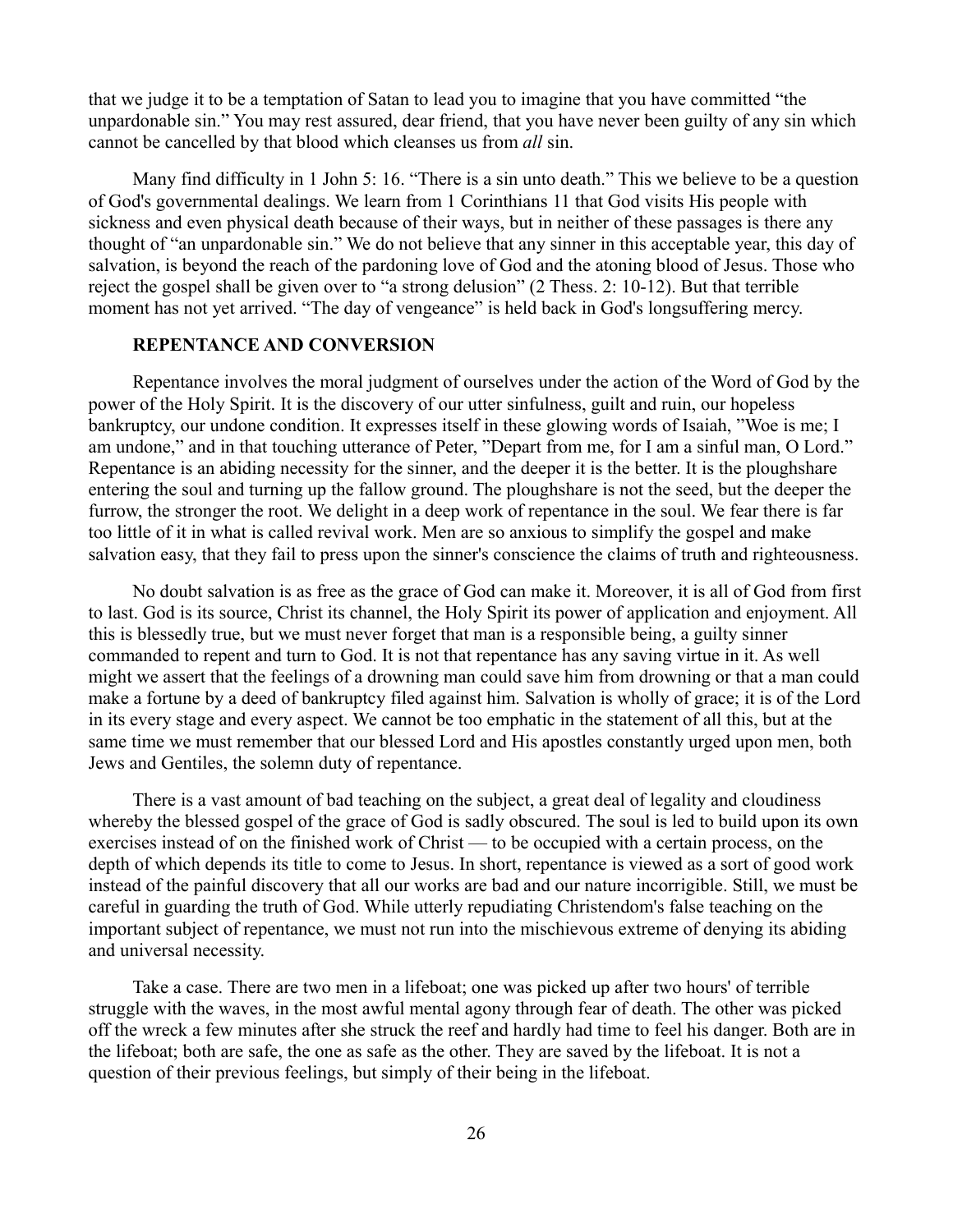that we judge it to be a temptation of Satan to lead you to imagine that you have committed "the unpardonable sin." You may rest assured, dear friend, that you have never been guilty of any sin which cannot be cancelled by that blood which cleanses us from *all* sin.

Many find difficulty in 1 John 5: 16. "There is a sin unto death." This we believe to be a question of God's governmental dealings. We learn from 1 Corinthians 11 that God visits His people with sickness and even physical death because of their ways, but in neither of these passages is there any thought of "an unpardonable sin." We do not believe that any sinner in this acceptable year, this day of salvation, is beyond the reach of the pardoning love of God and the atoning blood of Jesus. Those who reject the gospel shall be given over to "a strong delusion" (2 Thess. 2: 10-12). But that terrible moment has not yet arrived. "The day of vengeance" is held back in God's longsuffering mercy.

### REPENTANCE AND CONVERSION

Repentance involves the moral judgment of ourselves under the action of the Word of God by the power of the Holy Spirit. It is the discovery of our utter sinfulness, guilt and ruin, our hopeless bankruptcy, our undone condition. It expresses itself in these glowing words of Isaiah, "Woe is me; I am undone," and in that touching utterance of Peter, "Depart from me, for I am a sinful man, O Lord." Repentance is an abiding necessity for the sinner, and the deeper it is the better. It is the ploughshare entering the soul and turning up the fallow ground. The ploughshare is not the seed, but the deeper the furrow, the stronger the root. We delight in a deep work of repentance in the soul. We fear there is far too little of it in what is called revival work. Men are so anxious to simplify the gospel and make salvation easy, that they fail to press upon the sinner's conscience the claims of truth and righteousness.

No doubt salvation is as free as the grace of God can make it. Moreover, it is all of God from first to last. God is its source, Christ its channel, the Holy Spirit its power of application and enjoyment. All this is blessedly true, but we must never forget that man is a responsible being, a guilty sinner commanded to repent and turn to God. It is not that repentance has any saving virtue in it. As well might we assert that the feelings of a drowning man could save him from drowning or that a man could make a fortune by a deed of bankruptcy filed against him. Salvation is wholly of grace; it is of the Lord in its every stage and every aspect. We cannot be too emphatic in the statement of all this, but at the same time we must remember that our blessed Lord and His apostles constantly urged upon men, both Jews and Gentiles, the solemn duty of repentance.

There is a vast amount of bad teaching on the subject, a great deal of legality and cloudiness whereby the blessed gospel of the grace of God is sadly obscured. The soul is led to build upon its own exercises instead of on the finished work of Christ — to be occupied with a certain process, on the depth of which depends its title to come to Jesus. In short, repentance is viewed as a sort of good work instead of the painful discovery that all our works are bad and our nature incorrigible. Still, we must be careful in guarding the truth of God. While utterly repudiating Christendom's false teaching on the important subject of repentance, we must not run into the mischievous extreme of denying its abiding and universal necessity.

Take a case. There are two men in a lifeboat; one was picked up after two hours' of terrible struggle with the waves, in the most awful mental agony through fear of death. The other was picked off the wreck a few minutes after she struck the reef and hardly had time to feel his danger. Both are in the lifeboat; both are safe, the one as safe as the other. They are saved by the lifeboat. It is not a question of their previous feelings, but simply of their being in the lifeboat.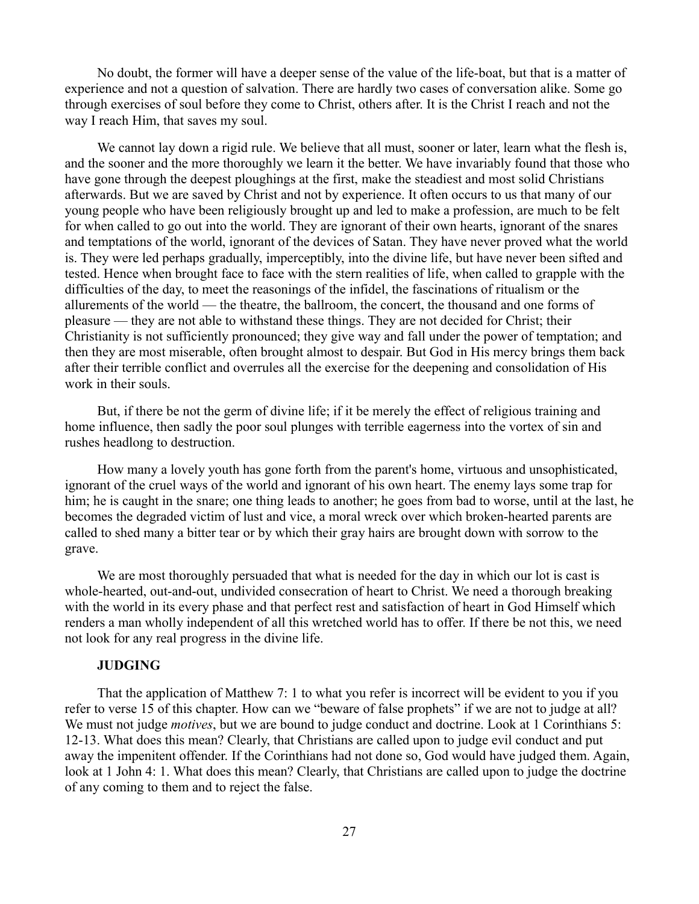No doubt, the former will have a deeper sense of the value of the life-boat, but that is a matter of experience and not a question of salvation. There are hardly two cases of conversation alike. Some go through exercises of soul before they come to Christ, others after. It is the Christ I reach and not the way I reach Him, that saves my soul.

We cannot lay down a rigid rule. We believe that all must, sooner or later, learn what the flesh is, and the sooner and the more thoroughly we learn it the better. We have invariably found that those who have gone through the deepest ploughings at the first, make the steadiest and most solid Christians afterwards. But we are saved by Christ and not by experience. It often occurs to us that many of our young people who have been religiously brought up and led to make a profession, are much to be felt for when called to go out into the world. They are ignorant of their own hearts, ignorant of the snares and temptations of the world, ignorant of the devices of Satan. They have never proved what the world is. They were led perhaps gradually, imperceptibly, into the divine life, but have never been sifted and tested. Hence when brought face to face with the stern realities of life, when called to grapple with the difficulties of the day, to meet the reasonings of the infidel, the fascinations of ritualism or the allurements of the world — the theatre, the ballroom, the concert, the thousand and one forms of pleasure — they are not able to withstand these things. They are not decided for Christ; their Christianity is not sufficiently pronounced; they give way and fall under the power of temptation; and then they are most miserable, often brought almost to despair. But God in His mercy brings them back after their terrible conflict and overrules all the exercise for the deepening and consolidation of His work in their souls.

But, if there be not the germ of divine life; if it be merely the effect of religious training and home influence, then sadly the poor soul plunges with terrible eagerness into the vortex of sin and rushes headlong to destruction.

How many a lovely youth has gone forth from the parent's home, virtuous and unsophisticated, ignorant of the cruel ways of the world and ignorant of his own heart. The enemy lays some trap for him; he is caught in the snare; one thing leads to another; he goes from bad to worse, until at the last, he becomes the degraded victim of lust and vice, a moral wreck over which broken-hearted parents are called to shed many a bitter tear or by which their gray hairs are brought down with sorrow to the grave.

We are most thoroughly persuaded that what is needed for the day in which our lot is cast is whole-hearted, out-and-out, undivided consecration of heart to Christ. We need a thorough breaking with the world in its every phase and that perfect rest and satisfaction of heart in God Himself which renders a man wholly independent of all this wretched world has to offer. If there be not this, we need not look for any real progress in the divine life.

### JUDGING

That the application of Matthew 7: 1 to what you refer is incorrect will be evident to you if you refer to verse 15 of this chapter. How can we "beware of false prophets" if we are not to judge at all? We must not judge *motives*, but we are bound to judge conduct and doctrine. Look at 1 Corinthians 5: 12-13. What does this mean? Clearly, that Christians are called upon to judge evil conduct and put away the impenitent offender. If the Corinthians had not done so, God would have judged them. Again, look at 1 John 4: 1. What does this mean? Clearly, that Christians are called upon to judge the doctrine of any coming to them and to reject the false.